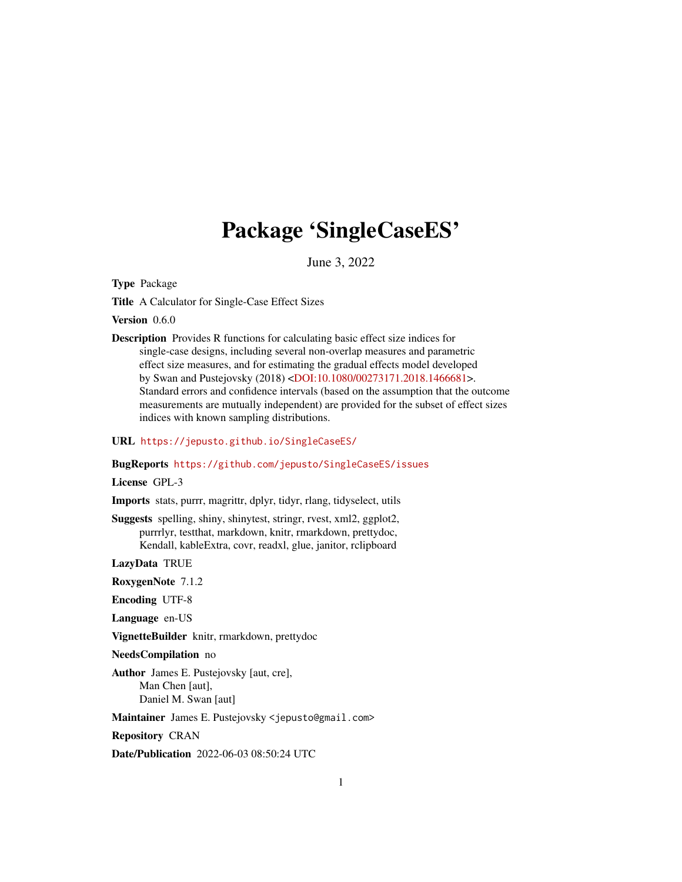# Package 'SingleCaseES'

June 3, 2022

**Type** Package

**Title** A Calculator for Single-Case Effect Sizes

**Version** 0.6.0

**Description** Provides R functions for calculating basic effect size indices for single-case designs, including several non-overlap measures and parametric effect size measures, and for estimating the gradual effects model developed by Swan and Pustejovsky (2018) <DOI:10.1080/00273171.2018.1466681>. Standard errors and confidence intervals (based on the assumption that the outcome measurements are mutually independent) are provided for the subset of effect sizes indices with known sampling distributions.

**URL** https://jepusto.github.io/SingleCaseES/

**BugReports** https://github.com/jepusto/SingleCaseES/issues

**License** GPL-3

**Imports** stats, purrr, magrittr, dplyr, tidyr, rlang, tidyselect, utils

**Suggests** spelling, shiny, shinytest, stringr, rvest, xml2, ggplot2, purrrlyr, testthat, markdown, knitr, rmarkdown, prettydoc, Kendall, kableExtra, covr, readxl, glue, janitor, rclipboard

**LazyData** TRUE

**RoxygenNote** 7.1.2

**Encoding** UTF-8

**Language** en-US

**VignetteBuilder** knitr, rmarkdown, prettydoc

**NeedsCompilation** no

**Author** James E. Pustejovsky [aut, cre],
Man Chen [aut],
Daniel M. Swan [aut]

**Maintainer** James E. Pustejovsky <jepusto@gmail.com>

**Repository** CRAN

**Date/Publication** 2022-06-03 08:50:24 UTC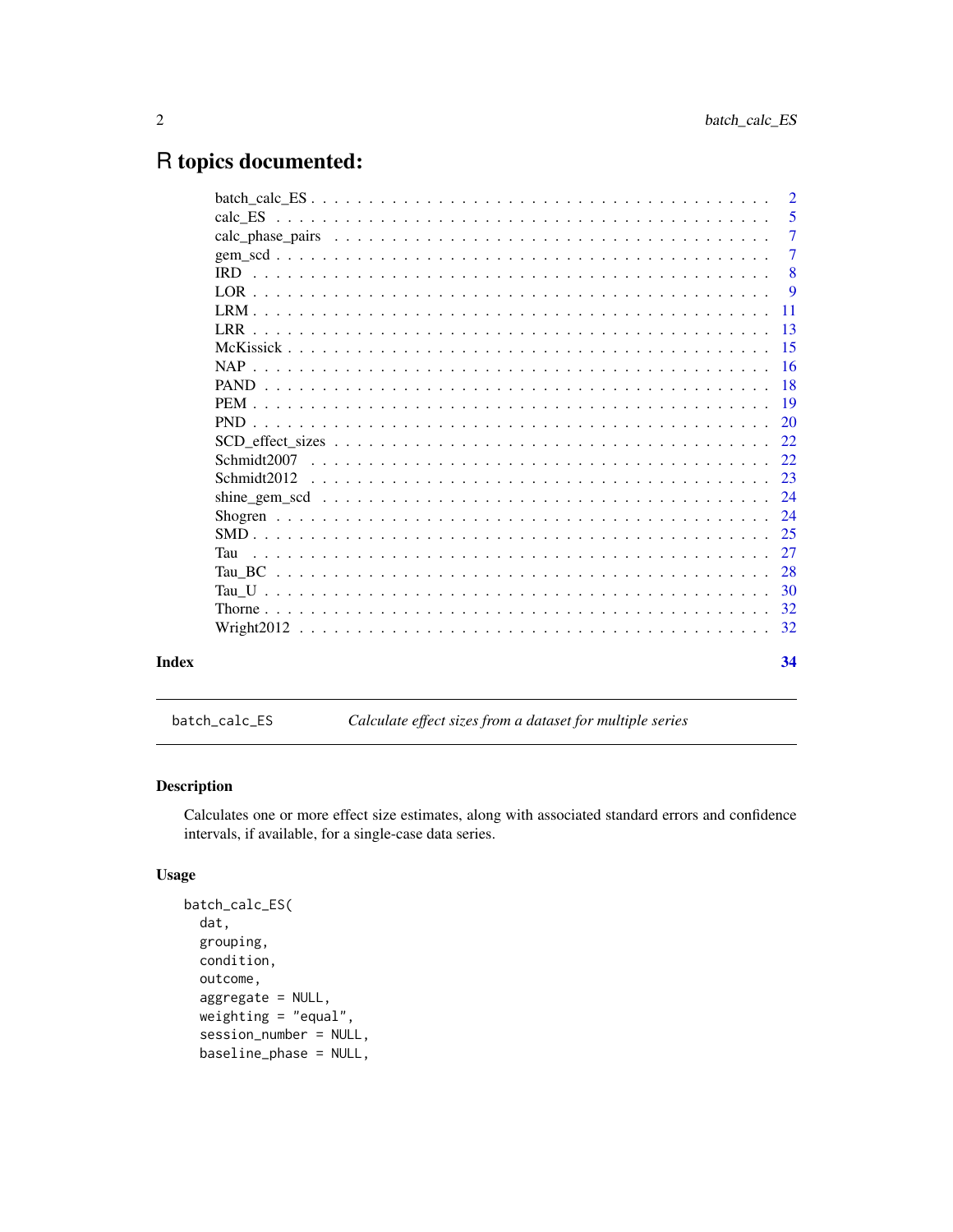# R topics documented:

| | |
|---|---|
| batch_calc_ES | 2 |
| calc_ES | 5 |
| calc_phase_pairs | 7 |
| gem_scd | 7 |
| IRD | 8 |
| LOR | 9 |
| LRM | 11 |
| LRR | 13 |
| McKissick | 15 |
| NAP | 16 |
| PAND | 18 |
| PEM | 19 |
| PND | 20 |
| SCD_effect_sizes | 22 |
| Schmidt2007 | 22 |
| Schmidt2012 | 23 |
| shine_gem_scd | 24 |
| Shogren | 24 |
| SMD | 25 |
| Tau | 27 |
| Tau_BC | 28 |
| Tau_U | 30 |
| Thorne | 32 |
| Wright2012 | 32 |

**Index** **34**

---

`batch_calc_ES` *Calculate effect sizes from a dataset for multiple series*

---

## Description

Calculates one or more effect size estimates, along with associated standard errors and confidence intervals, if available, for a single-case data series.

## Usage

```
batch_calc_ES(
  dat,
  grouping,
  condition,
  outcome,
  aggregate = NULL,
  weighting = "equal",
  session_number = NULL,
  baseline_phase = NULL,
```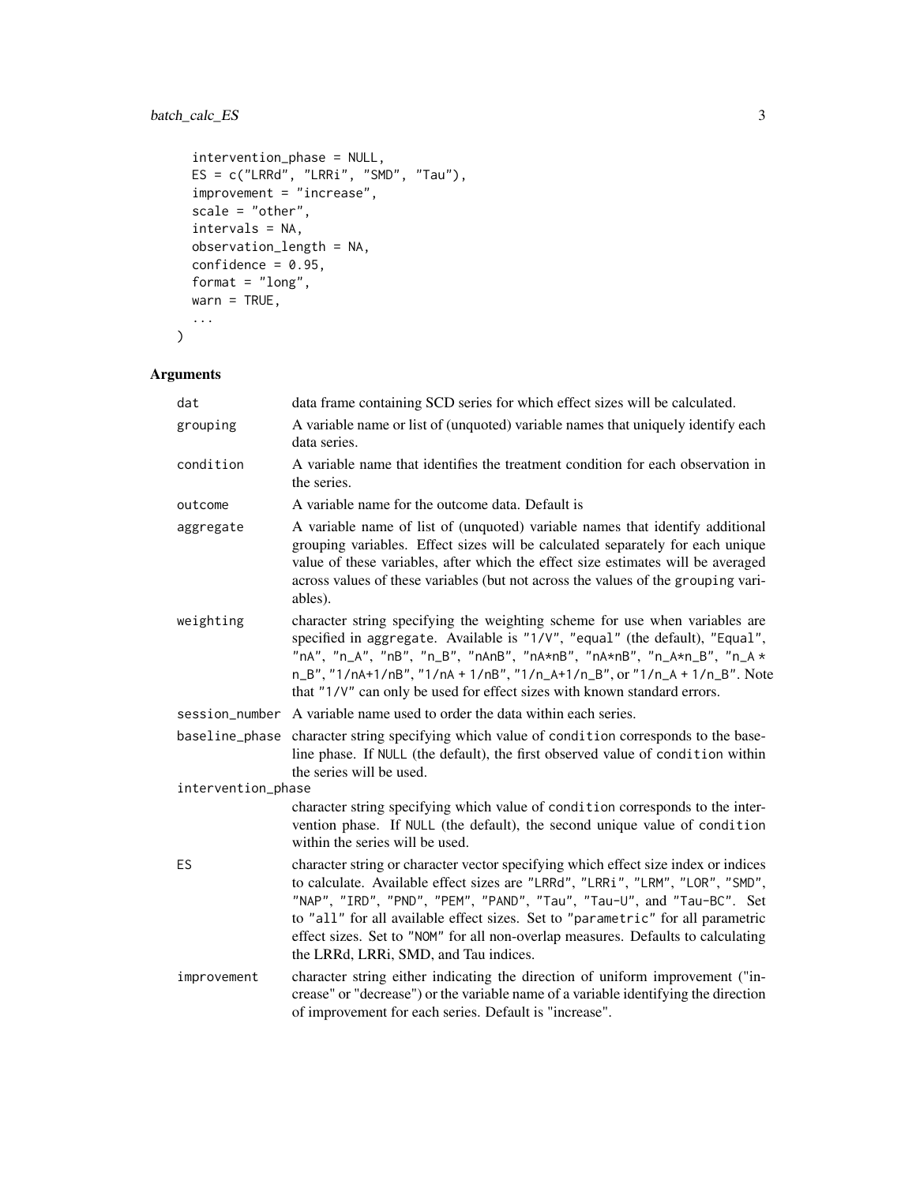```
  intervention_phase = NULL,
  ES = c("LRRd", "LRRi", "SMD", "Tau"),
  improvement = "increase",
  scale = "other",
  intervals = NA,
  observation_length = NA,
  confidence = 0.95,
  format = "long",
  warn = TRUE,
  ...
)
```

## Arguments

| Argument | Description |
|---|---|
| dat | data frame containing SCD series for which effect sizes will be calculated. |
| grouping | A variable name or list of (unquoted) variable names that uniquely identify each data series. |
| condition | A variable name that identifies the treatment condition for each observation in the series. |
| outcome | A variable name for the outcome data. Default is |
| aggregate | A variable name of list of (unquoted) variable names that identify additional grouping variables. Effect sizes will be calculated separately for each unique value of these variables, after which the effect size estimates will be averaged across values of these variables (but not across the values of the grouping variables). |
| weighting | character string specifying the weighting scheme for use when variables are specified in aggregate. Available is "1/V", "equal" (the default), "Equal", "nA", "n_A", "nB", "n_B", "nAnB", "nA*nB", "nA*nB", "n_A*n_B", "n_A * n_B", "1/nA+1/nB", "1/nA + 1/nB", "1/n_A+1/n_B", or "1/n_A + 1/n_B". Note that "1/V" can only be used for effect sizes with known standard errors. |
| session_number | A variable name used to order the data within each series. |
| baseline_phase | character string specifying which value of condition corresponds to the baseline phase. If NULL (the default), the first observed value of condition within the series will be used. |
| intervention_phase | character string specifying which value of condition corresponds to the intervention phase. If NULL (the default), the second unique value of condition within the series will be used. |
| ES | character string or character vector specifying which effect size index or indices to calculate. Available effect sizes are "LRRd", "LRRi", "LRM", "LOR", "SMD", "NAP", "IRD", "PND", "PEM", "PAND", "Tau", "Tau-U", and "Tau-BC". Set to "all" for all available effect sizes. Set to "parametric" for all parametric effect sizes. Set to "NOM" for all non-overlap measures. Defaults to calculating the LRRd, LRRi, SMD, and Tau indices. |
| improvement | character string either indicating the direction of uniform improvement ("increase" or "decrease") or the variable name of a variable identifying the direction of improvement for each series. Default is "increase". |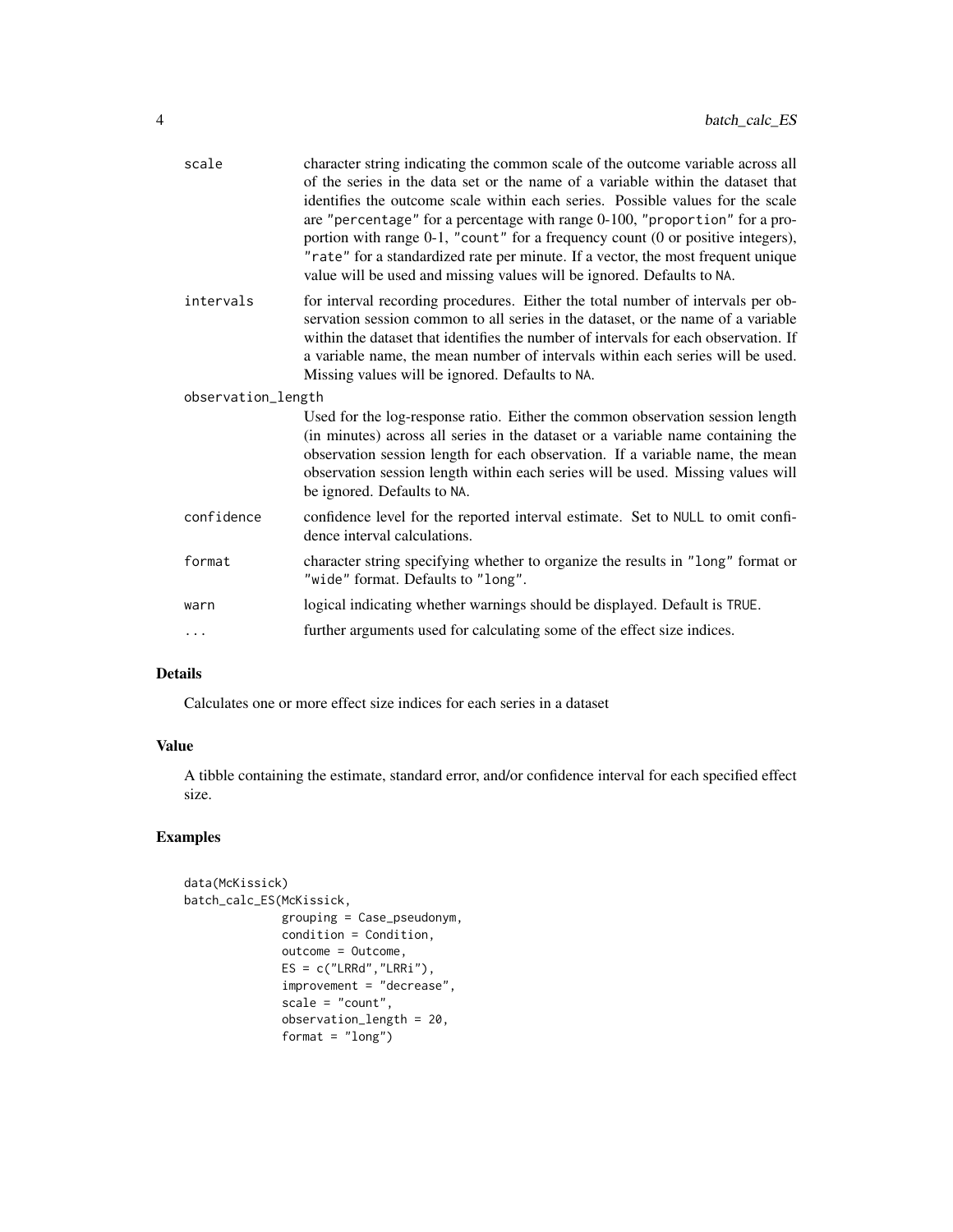| | |
|---|---|
| scale | character string indicating the common scale of the outcome variable across all of the series in the data set or the name of a variable within the dataset that identifies the outcome scale within each series. Possible values for the scale are "percentage" for a percentage with range 0-100, "proportion" for a proportion with range 0-1, "count" for a frequency count (0 or positive integers), "rate" for a standardized rate per minute. If a vector, the most frequent unique value will be used and missing values will be ignored. Defaults to NA. |
| intervals | for interval recording procedures. Either the total number of intervals per observation session common to all series in the dataset, or the name of a variable within the dataset that identifies the number of intervals for each observation. If a variable name, the mean number of intervals within each series will be used. Missing values will be ignored. Defaults to NA. |
| observation_length | Used for the log-response ratio. Either the common observation session length (in minutes) across all series in the dataset or a variable name containing the observation session length for each observation. If a variable name, the mean observation session length within each series will be used. Missing values will be ignored. Defaults to NA. |
| confidence | confidence level for the reported interval estimate. Set to NULL to omit confidence interval calculations. |
| format | character string specifying whether to organize the results in "long" format or "wide" format. Defaults to "long". |
| warn | logical indicating whether warnings should be displayed. Default is TRUE. |
| ... | further arguments used for calculating some of the effect size indices. |

### Details

Calculates one or more effect size indices for each series in a dataset

### Value

A tibble containing the estimate, standard error, and/or confidence interval for each specified effect size.

### Examples

```
data(McKissick)
batch_calc_ES(McKissick,
              grouping = Case_pseudonym,
              condition = Condition,
              outcome = Outcome,
              ES = c("LRRd","LRRi"),
              improvement = "decrease",
              scale = "count",
              observation_length = 20,
              format = "long")
```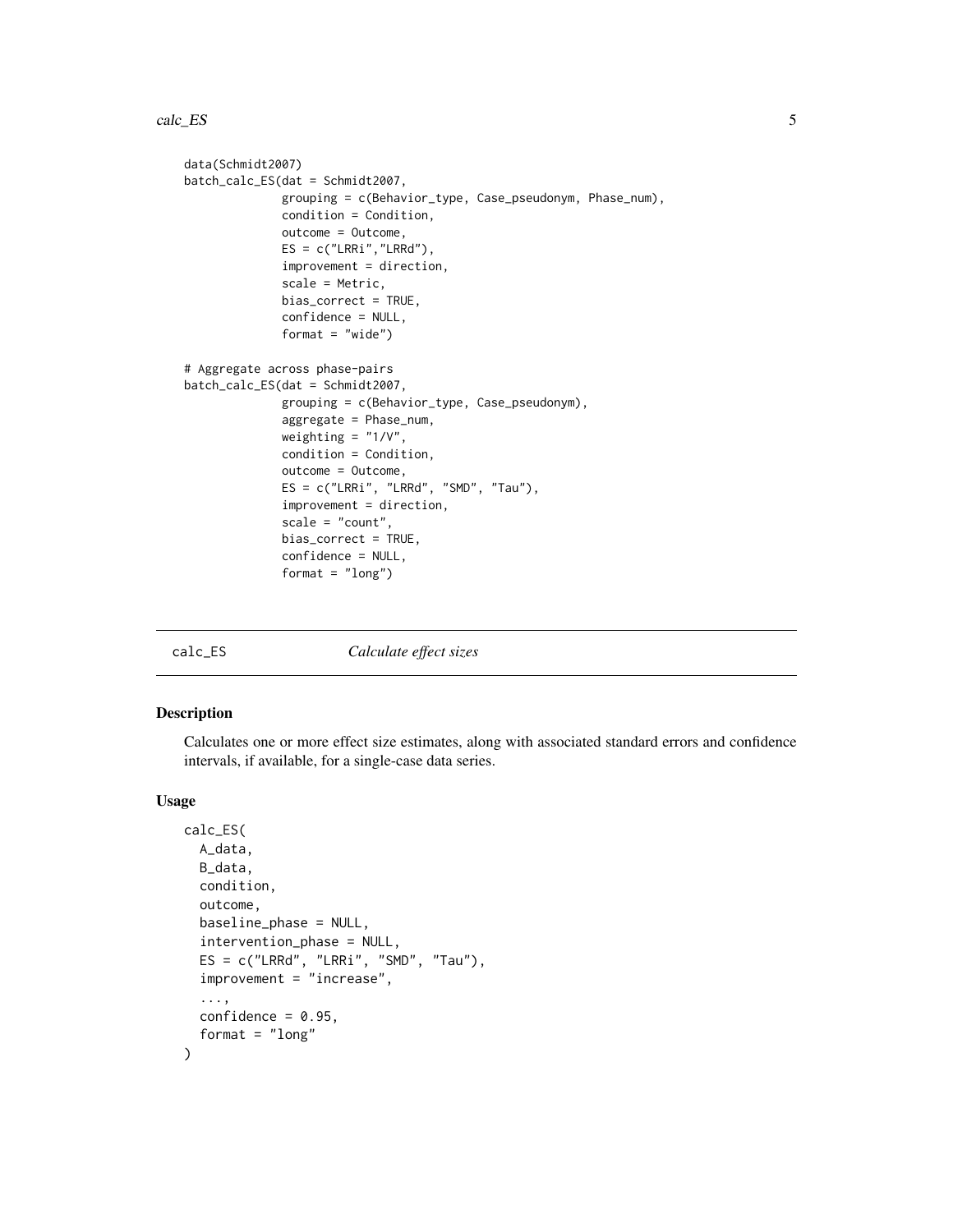```
data(Schmidt2007)
batch_calc_ES(dat = Schmidt2007,
              grouping = c(Behavior_type, Case_pseudonym, Phase_num),
              condition = Condition,
              outcome = Outcome,
              ES = c("LRRi","LRRd"),
              improvement = direction,
              scale = Metric,
              bias_correct = TRUE,
              confidence = NULL,
              format = "wide")

# Aggregate across phase-pairs
batch_calc_ES(dat = Schmidt2007,
              grouping = c(Behavior_type, Case_pseudonym),
              aggregate = Phase_num,
              weighting = "1/V",
              condition = Condition,
              outcome = Outcome,
              ES = c("LRRi", "LRRd", "SMD", "Tau"),
              improvement = direction,
              scale = "count",
              bias_correct = TRUE,
              confidence = NULL,
              format = "long")
```

## calc_ES — *Calculate effect sizes*

### Description

Calculates one or more effect size estimates, along with associated standard errors and confidence intervals, if available, for a single-case data series.

### Usage

```
calc_ES(
  A_data,
  B_data,
  condition,
  outcome,
  baseline_phase = NULL,
  intervention_phase = NULL,
  ES = c("LRRd", "LRRi", "SMD", "Tau"),
  improvement = "increase",
  ...,
  confidence = 0.95,
  format = "long"
)
```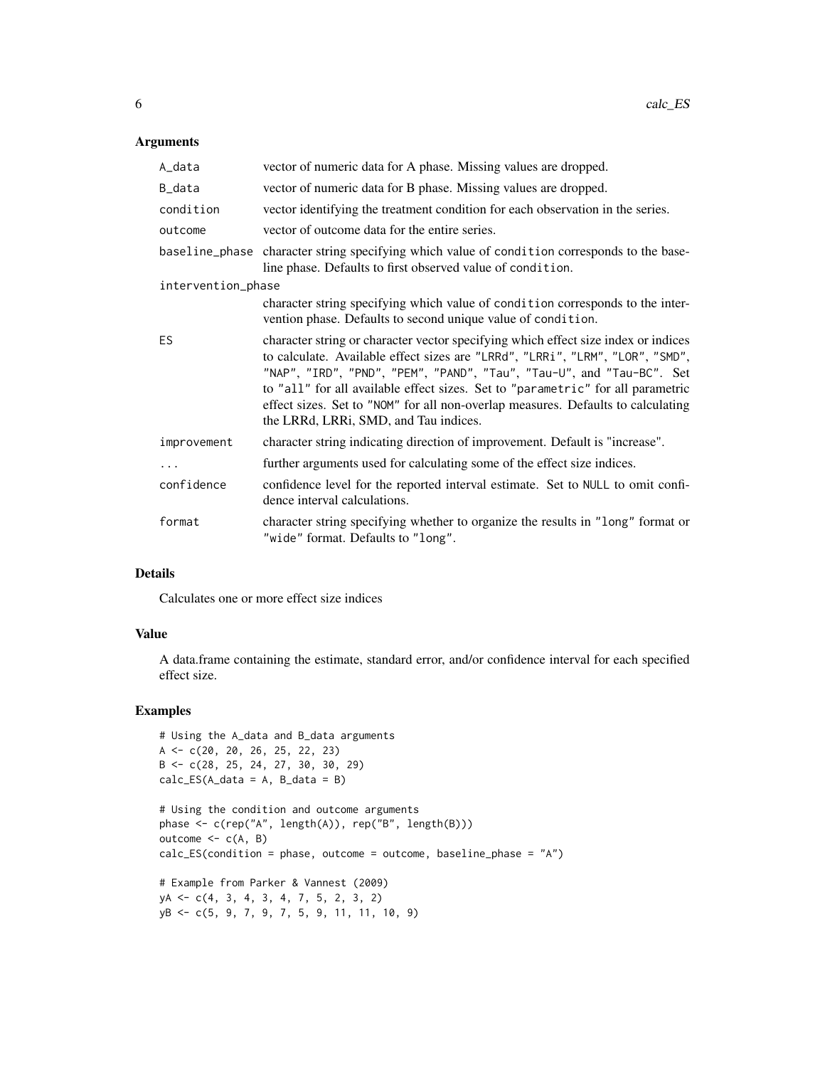## Arguments

| | |
|---|---|
| `A_data` | vector of numeric data for A phase. Missing values are dropped. |
| `B_data` | vector of numeric data for B phase. Missing values are dropped. |
| `condition` | vector identifying the treatment condition for each observation in the series. |
| `outcome` | vector of outcome data for the entire series. |
| `baseline_phase` | character string specifying which value of `condition` corresponds to the baseline phase. Defaults to first observed value of `condition`. |
| `intervention_phase` | character string specifying which value of `condition` corresponds to the intervention phase. Defaults to second unique value of `condition`. |
| `ES` | character string or character vector specifying which effect size index or indices to calculate. Available effect sizes are `"LRRd"`, `"LRRi"`, `"LRM"`, `"LOR"`, `"SMD"`, `"NAP"`, `"IRD"`, `"PND"`, `"PEM"`, `"PAND"`, `"Tau"`, `"Tau-U"`, and `"Tau-BC"`. Set to `"all"` for all available effect sizes. Set to `"parametric"` for all parametric effect sizes. Set to `"NOM"` for all non-overlap measures. Defaults to calculating the LRRd, LRRi, SMD, and Tau indices. |
| `improvement` | character string indicating direction of improvement. Default is "increase". |
| `...` | further arguments used for calculating some of the effect size indices. |
| `confidence` | confidence level for the reported interval estimate. Set to `NULL` to omit confidence interval calculations. |
| `format` | character string specifying whether to organize the results in `"long"` format or `"wide"` format. Defaults to `"long"`. |

## Details

Calculates one or more effect size indices

## Value

A data.frame containing the estimate, standard error, and/or confidence interval for each specified effect size.

## Examples

```
# Using the A_data and B_data arguments
A <- c(20, 20, 26, 25, 22, 23)
B <- c(28, 25, 24, 27, 30, 30, 29)
calc_ES(A_data = A, B_data = B)

# Using the condition and outcome arguments
phase <- c(rep("A", length(A)), rep("B", length(B)))
outcome <- c(A, B)
calc_ES(condition = phase, outcome = outcome, baseline_phase = "A")

# Example from Parker & Vannest (2009)
yA <- c(4, 3, 4, 3, 4, 7, 5, 2, 3, 2)
yB <- c(5, 9, 7, 9, 7, 5, 9, 11, 11, 10, 9)
```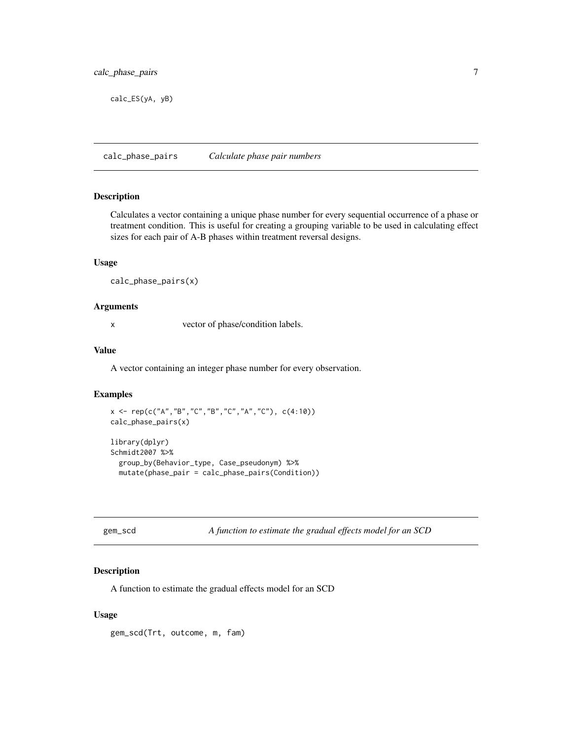```
calc_ES(yA, yB)
```

---

## calc_phase_pairs *Calculate phase pair numbers*

### Description

Calculates a vector containing a unique phase number for every sequential occurrence of a phase or treatment condition. This is useful for creating a grouping variable to be used in calculating effect sizes for each pair of A-B phases within treatment reversal designs.

### Usage

```
calc_phase_pairs(x)
```

### Arguments

| | |
|---|---|
| x | vector of phase/condition labels. |

### Value

A vector containing an integer phase number for every observation.

### Examples

```
x <- rep(c("A","B","C","B","C","A","C"), c(4:10))
calc_phase_pairs(x)

library(dplyr)
Schmidt2007 %>%
  group_by(Behavior_type, Case_pseudonym) %>%
  mutate(phase_pair = calc_phase_pairs(Condition))
```

---

## gem_scd *A function to estimate the gradual effects model for an SCD*

### Description

A function to estimate the gradual effects model for an SCD

### Usage

```
gem_scd(Trt, outcome, m, fam)
```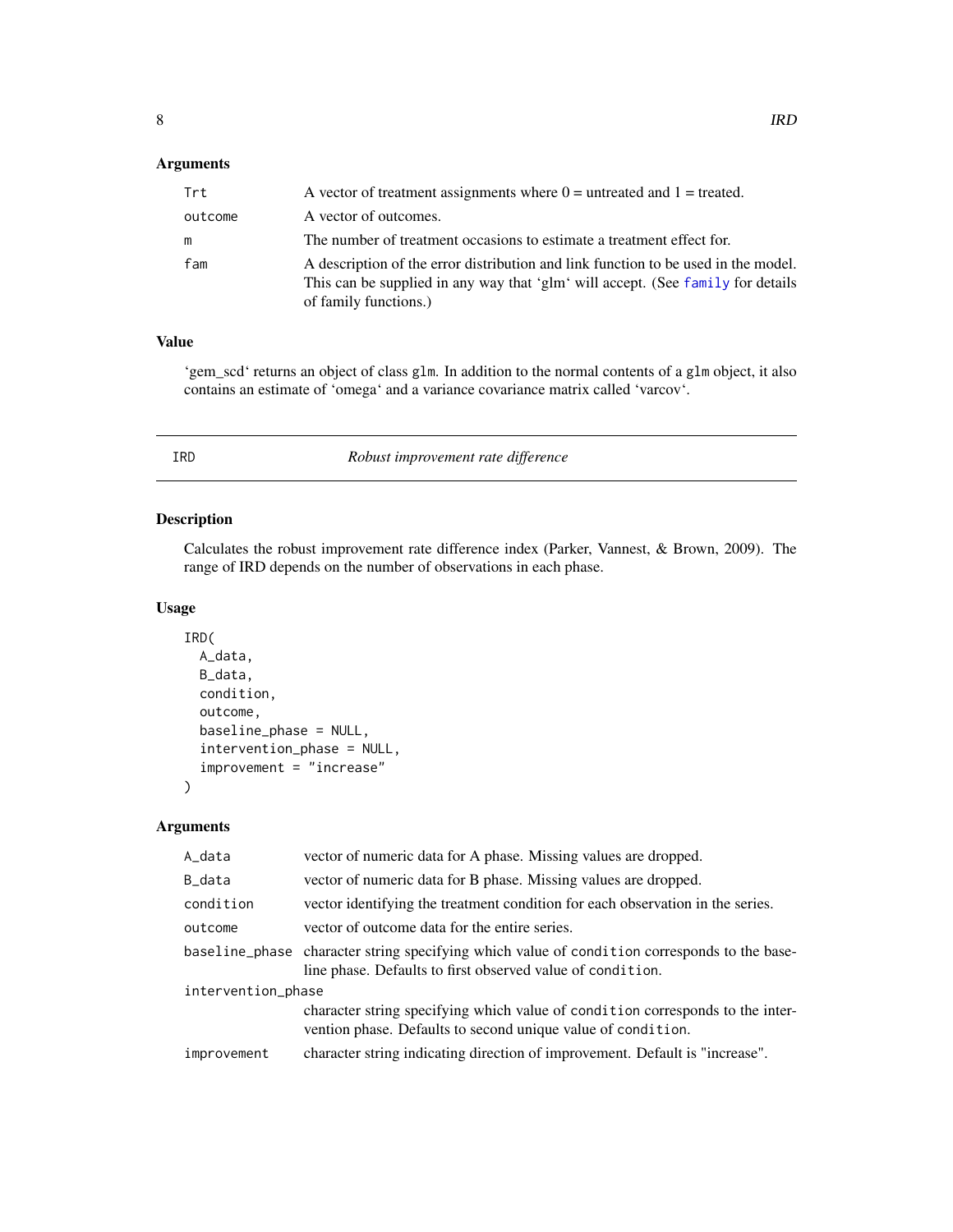### Arguments

| | |
|---|---|
| Trt | A vector of treatment assignments where 0 = untreated and 1 = treated. |
| outcome | A vector of outcomes. |
| m | The number of treatment occasions to estimate a treatment effect for. |
| fam | A description of the error distribution and link function to be used in the model. This can be supplied in any way that 'glm' will accept. (See family for details of family functions.) |

### Value

'gem_scd' returns an object of class glm. In addition to the normal contents of a glm object, it also contains an estimate of 'omega' and a variance covariance matrix called 'varcov'.

---

## IRD — *Robust improvement rate difference*

### Description

Calculates the robust improvement rate difference index (Parker, Vannest, & Brown, 2009). The range of IRD depends on the number of observations in each phase.

### Usage

```
IRD(
  A_data,
  B_data,
  condition,
  outcome,
  baseline_phase = NULL,
  intervention_phase = NULL,
  improvement = "increase"
)
```

### Arguments

| | |
|---|---|
| A_data | vector of numeric data for A phase. Missing values are dropped. |
| B_data | vector of numeric data for B phase. Missing values are dropped. |
| condition | vector identifying the treatment condition for each observation in the series. |
| outcome | vector of outcome data for the entire series. |
| baseline_phase | character string specifying which value of condition corresponds to the baseline phase. Defaults to first observed value of condition. |
| intervention_phase | character string specifying which value of condition corresponds to the intervention phase. Defaults to second unique value of condition. |
| improvement | character string indicating direction of improvement. Default is "increase". |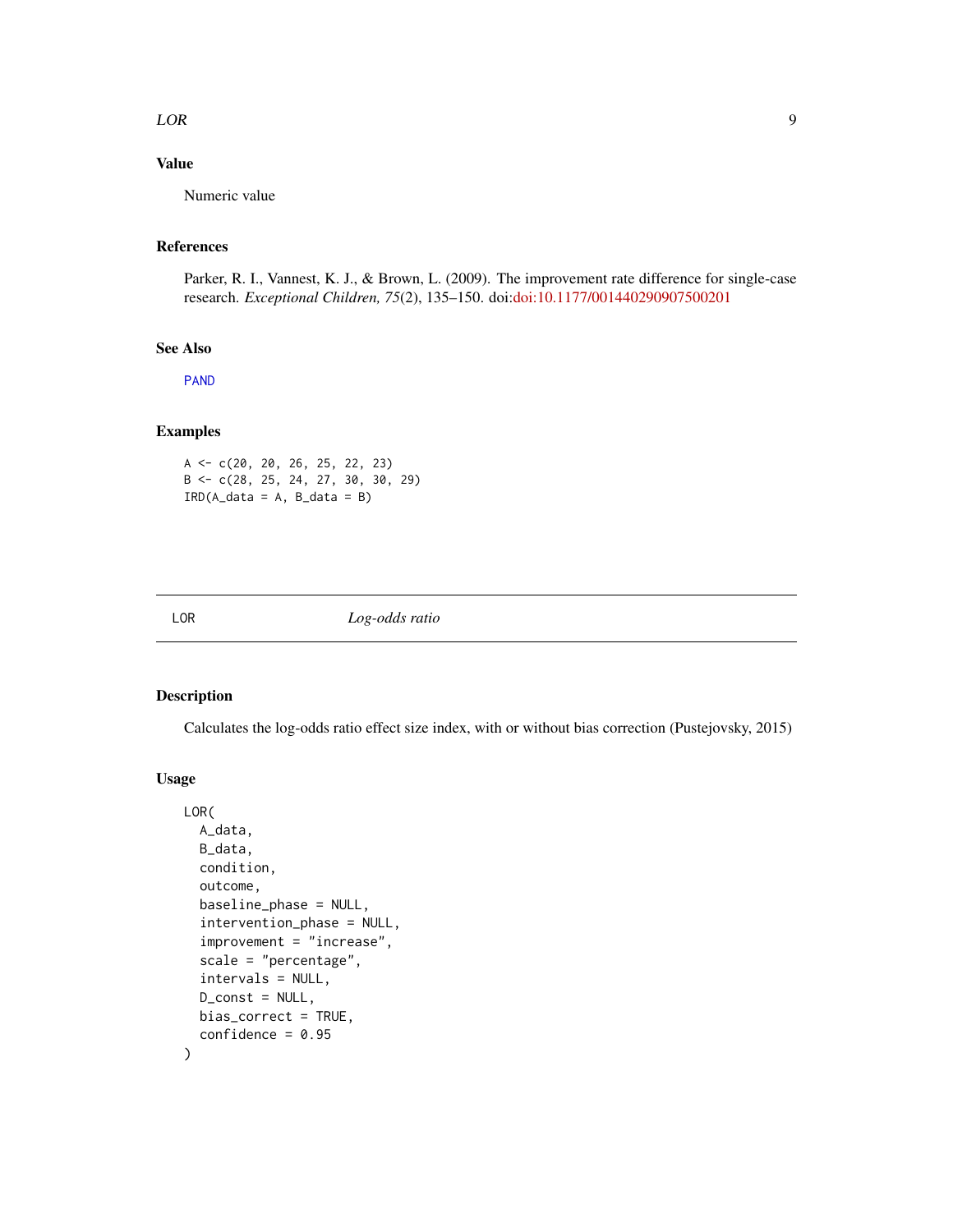### Value

Numeric value

### References

Parker, R. I., Vannest, K. J., & Brown, L. (2009). The improvement rate difference for single-case research. *Exceptional Children, 75*(2), 135–150. doi:doi:10.1177/001440290907500201

### See Also

PAND

### Examples

```
A <- c(20, 20, 26, 25, 22, 23)
B <- c(28, 25, 24, 27, 30, 30, 29)
IRD(A_data = A, B_data = B)
```

---

## LOR *Log-odds ratio*

---

### Description

Calculates the log-odds ratio effect size index, with or without bias correction (Pustejovsky, 2015)

### Usage

```
LOR(
  A_data,
  B_data,
  condition,
  outcome,
  baseline_phase = NULL,
  intervention_phase = NULL,
  improvement = "increase",
  scale = "percentage",
  intervals = NULL,
  D_const = NULL,
  bias_correct = TRUE,
  confidence = 0.95
)
```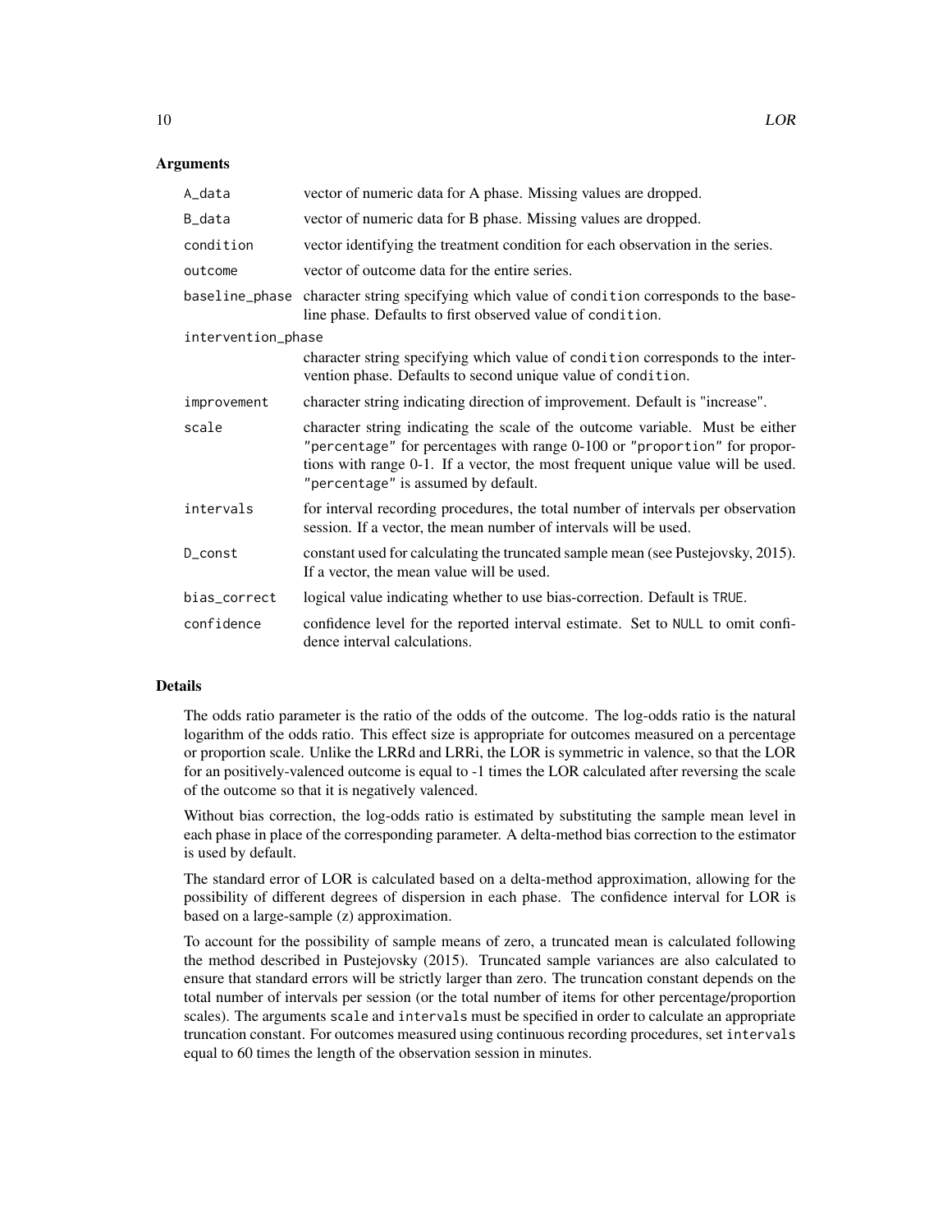### Arguments

| | |
|---|---|
| `A_data` | vector of numeric data for A phase. Missing values are dropped. |
| `B_data` | vector of numeric data for B phase. Missing values are dropped. |
| `condition` | vector identifying the treatment condition for each observation in the series. |
| `outcome` | vector of outcome data for the entire series. |
| `baseline_phase` | character string specifying which value of `condition` corresponds to the baseline phase. Defaults to first observed value of `condition`. |
| `intervention_phase` | character string specifying which value of `condition` corresponds to the intervention phase. Defaults to second unique value of `condition`. |
| `improvement` | character string indicating direction of improvement. Default is "increase". |
| `scale` | character string indicating the scale of the outcome variable. Must be either `"percentage"` for percentages with range 0-100 or `"proportion"` for proportions with range 0-1. If a vector, the most frequent unique value will be used. `"percentage"` is assumed by default. |
| `intervals` | for interval recording procedures, the total number of intervals per observation session. If a vector, the mean number of intervals will be used. |
| `D_const` | constant used for calculating the truncated sample mean (see Pustejovsky, 2015). If a vector, the mean value will be used. |
| `bias_correct` | logical value indicating whether to use bias-correction. Default is `TRUE`. |
| `confidence` | confidence level for the reported interval estimate. Set to `NULL` to omit confidence interval calculations. |

### Details

The odds ratio parameter is the ratio of the odds of the outcome. The log-odds ratio is the natural logarithm of the odds ratio. This effect size is appropriate for outcomes measured on a percentage or proportion scale. Unlike the LRRd and LRRi, the LOR is symmetric in valence, so that the LOR for an positively-valenced outcome is equal to -1 times the LOR calculated after reversing the scale of the outcome so that it is negatively valenced.

Without bias correction, the log-odds ratio is estimated by substituting the sample mean level in each phase in place of the corresponding parameter. A delta-method bias correction to the estimator is used by default.

The standard error of LOR is calculated based on a delta-method approximation, allowing for the possibility of different degrees of dispersion in each phase. The confidence interval for LOR is based on a large-sample (z) approximation.

To account for the possibility of sample means of zero, a truncated mean is calculated following the method described in Pustejovsky (2015). Truncated sample variances are also calculated to ensure that standard errors will be strictly larger than zero. The truncation constant depends on the total number of intervals per session (or the total number of items for other percentage/proportion scales). The arguments `scale` and `intervals` must be specified in order to calculate an appropriate truncation constant. For outcomes measured using continuous recording procedures, set `intervals` equal to 60 times the length of the observation session in minutes.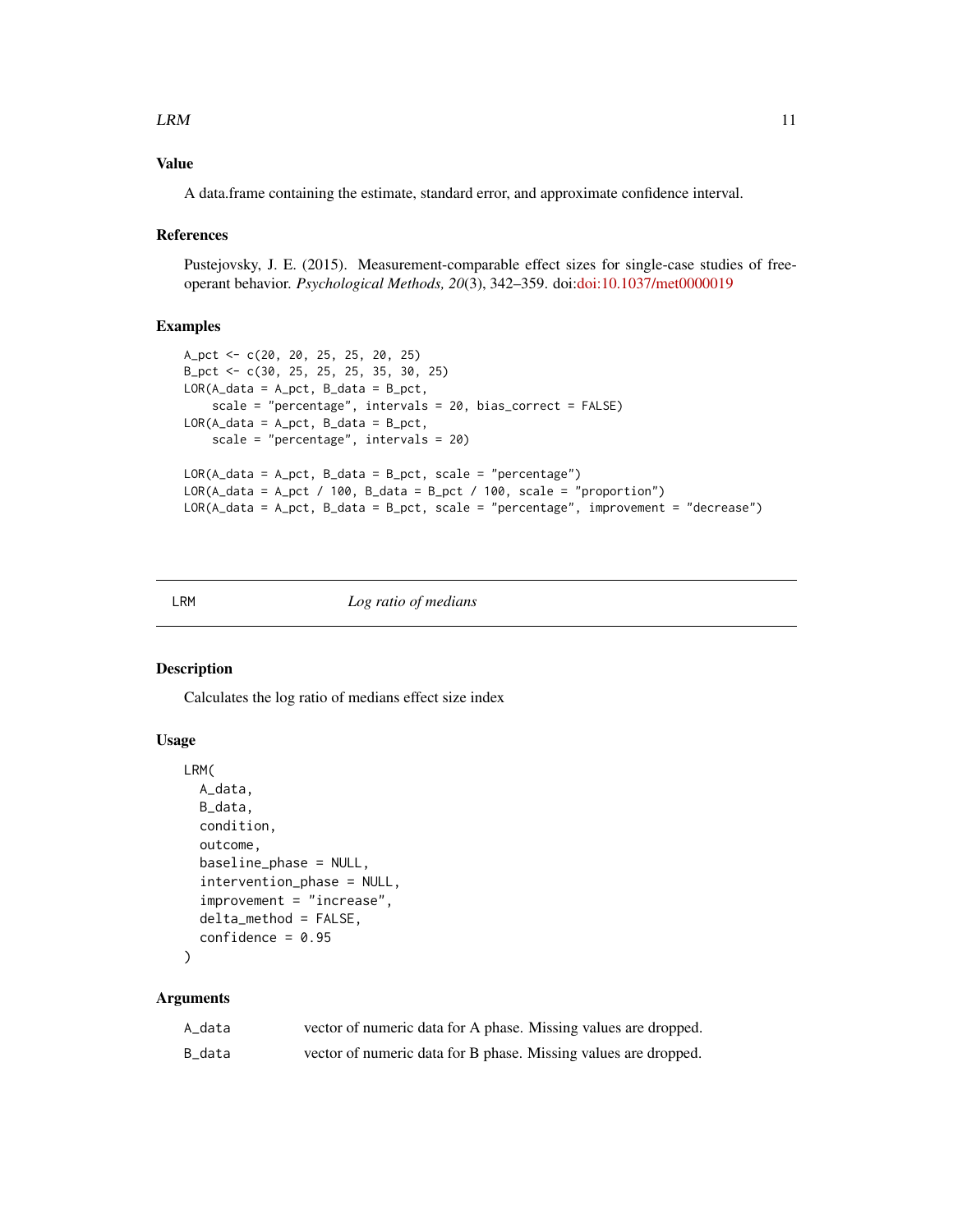## Value

A data.frame containing the estimate, standard error, and approximate confidence interval.

## References

Pustejovsky, J. E. (2015). Measurement-comparable effect sizes for single-case studies of free-operant behavior. *Psychological Methods, 20*(3), 342–359. doi:doi:10.1037/met0000019

## Examples

```
A_pct <- c(20, 20, 25, 25, 20, 25)
B_pct <- c(30, 25, 25, 25, 35, 30, 25)
LOR(A_data = A_pct, B_data = B_pct,
    scale = "percentage", intervals = 20, bias_correct = FALSE)
LOR(A_data = A_pct, B_data = B_pct,
    scale = "percentage", intervals = 20)

LOR(A_data = A_pct, B_data = B_pct, scale = "percentage")
LOR(A_data = A_pct / 100, B_data = B_pct / 100, scale = "proportion")
LOR(A_data = A_pct, B_data = B_pct, scale = "percentage", improvement = "decrease")
```

---

# LRM — *Log ratio of medians*

## Description

Calculates the log ratio of medians effect size index

## Usage

```
LRM(
  A_data,
  B_data,
  condition,
  outcome,
  baseline_phase = NULL,
  intervention_phase = NULL,
  improvement = "increase",
  delta_method = FALSE,
  confidence = 0.95
)
```

## Arguments

| | |
|---|---|
| A_data | vector of numeric data for A phase. Missing values are dropped. |
| B_data | vector of numeric data for B phase. Missing values are dropped. |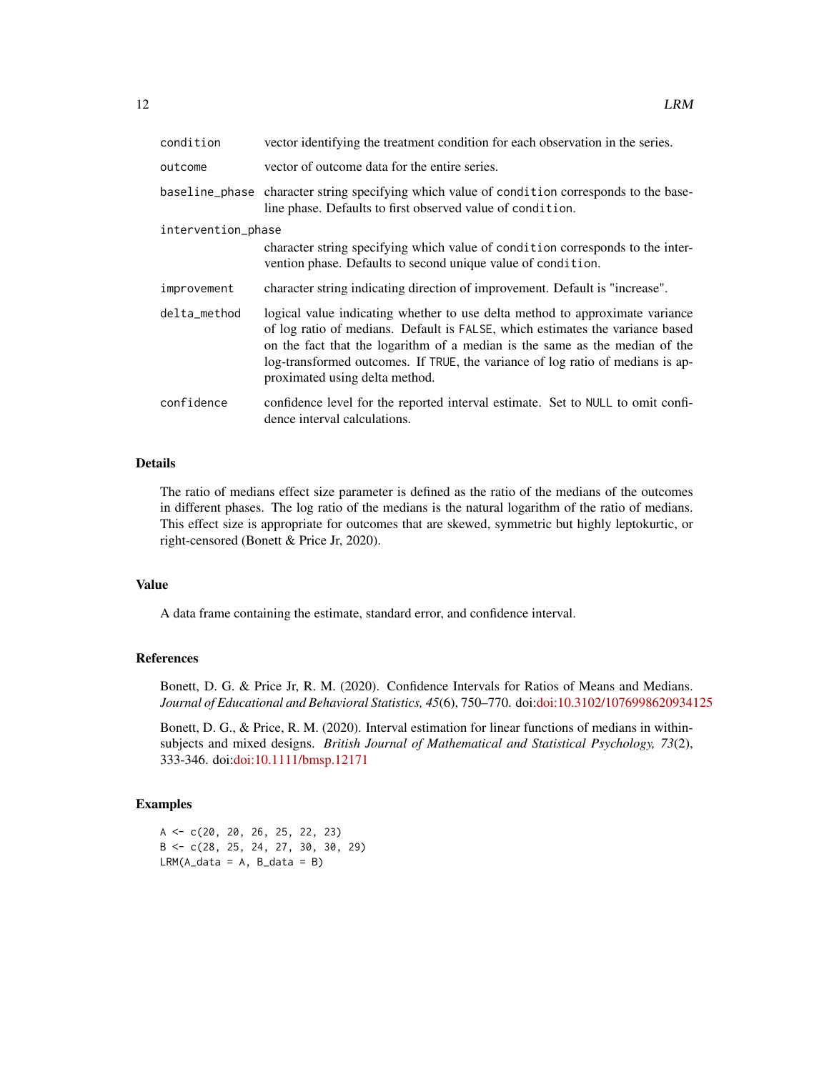| | |
|---|---|
| condition | vector identifying the treatment condition for each observation in the series. |
| outcome | vector of outcome data for the entire series. |
| baseline_phase | character string specifying which value of condition corresponds to the baseline phase. Defaults to first observed value of condition. |
| intervention_phase | character string specifying which value of condition corresponds to the intervention phase. Defaults to second unique value of condition. |
| improvement | character string indicating direction of improvement. Default is "increase". |
| delta_method | logical value indicating whether to use delta method to approximate variance of log ratio of medians. Default is FALSE, which estimates the variance based on the fact that the logarithm of a median is the same as the median of the log-transformed outcomes. If TRUE, the variance of log ratio of medians is approximated using delta method. |
| confidence | confidence level for the reported interval estimate. Set to NULL to omit confidence interval calculations. |

## Details

The ratio of medians effect size parameter is defined as the ratio of the medians of the outcomes in different phases. The log ratio of the medians is the natural logarithm of the ratio of medians. This effect size is appropriate for outcomes that are skewed, symmetric but highly leptokurtic, or right-censored (Bonett & Price Jr, 2020).

## Value

A data frame containing the estimate, standard error, and confidence interval.

## References

Bonett, D. G. & Price Jr, R. M. (2020). Confidence Intervals for Ratios of Means and Medians. *Journal of Educational and Behavioral Statistics, 45*(6), 750–770. doi:doi:10.3102/1076998620934125

Bonett, D. G., & Price, R. M. (2020). Interval estimation for linear functions of medians in within-subjects and mixed designs. *British Journal of Mathematical and Statistical Psychology, 73*(2), 333-346. doi:doi:10.1111/bmsp.12171

## Examples

```
A <- c(20, 20, 26, 25, 22, 23)
B <- c(28, 25, 24, 27, 30, 30, 29)
LRM(A_data = A, B_data = B)
```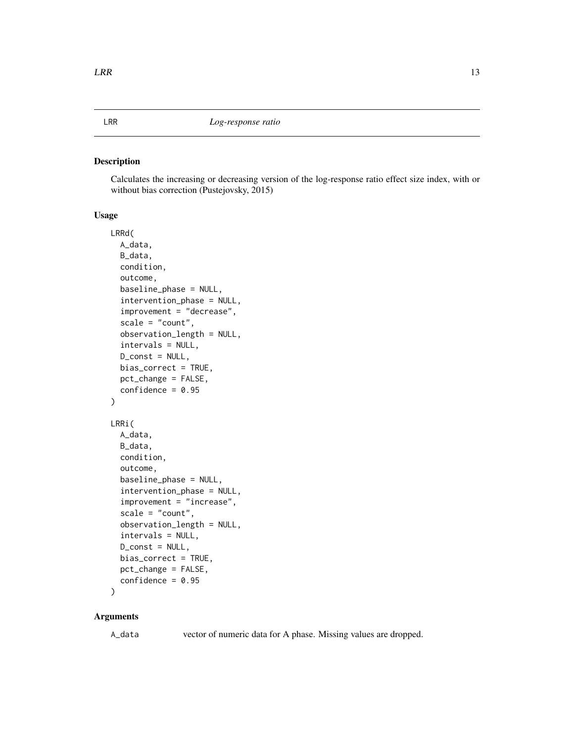LRR *Log-response ratio*

## Description

Calculates the increasing or decreasing version of the log-response ratio effect size index, with or without bias correction (Pustejovsky, 2015)

## Usage

```
LRRd(
  A_data,
  B_data,
  condition,
  outcome,
  baseline_phase = NULL,
  intervention_phase = NULL,
  improvement = "decrease",
  scale = "count",
  observation_length = NULL,
  intervals = NULL,
  D_const = NULL,
  bias_correct = TRUE,
  pct_change = FALSE,
  confidence = 0.95
)

LRRi(
  A_data,
  B_data,
  condition,
  outcome,
  baseline_phase = NULL,
  intervention_phase = NULL,
  improvement = "increase",
  scale = "count",
  observation_length = NULL,
  intervals = NULL,
  D_const = NULL,
  bias_correct = TRUE,
  pct_change = FALSE,
  confidence = 0.95
)
```

## Arguments

A_data vector of numeric data for A phase. Missing values are dropped.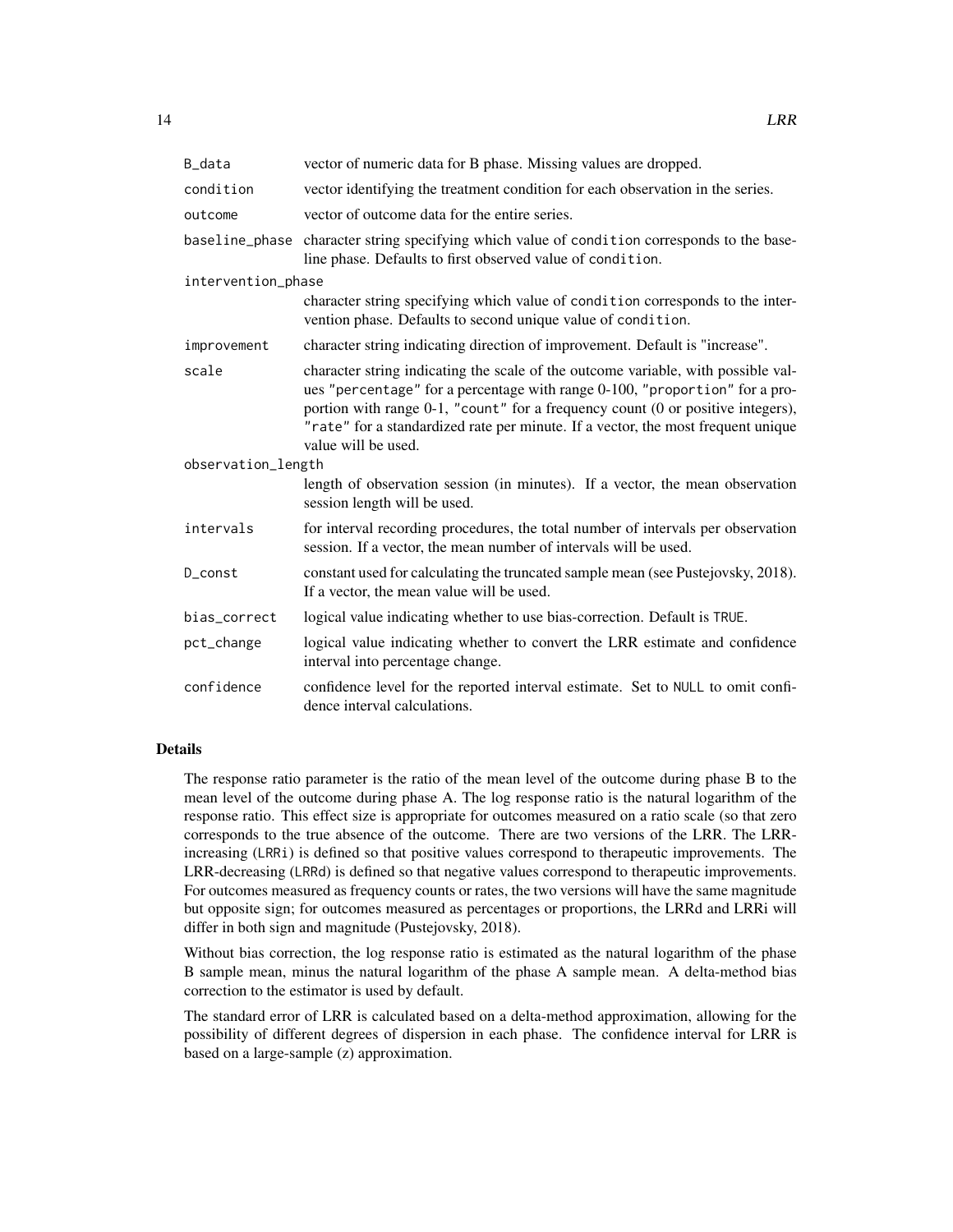| | |
|---|---|
| `B_data` | vector of numeric data for B phase. Missing values are dropped. |
| `condition` | vector identifying the treatment condition for each observation in the series. |
| `outcome` | vector of outcome data for the entire series. |
| `baseline_phase` | character string specifying which value of `condition` corresponds to the baseline phase. Defaults to first observed value of `condition`. |
| `intervention_phase` | character string specifying which value of `condition` corresponds to the intervention phase. Defaults to second unique value of `condition`. |
| `improvement` | character string indicating direction of improvement. Default is "increase". |
| `scale` | character string indicating the scale of the outcome variable, with possible values `"percentage"` for a percentage with range 0-100, `"proportion"` for a proportion with range 0-1, `"count"` for a frequency count (0 or positive integers), `"rate"` for a standardized rate per minute. If a vector, the most frequent unique value will be used. |
| `observation_length` | length of observation session (in minutes). If a vector, the mean observation session length will be used. |
| `intervals` | for interval recording procedures, the total number of intervals per observation session. If a vector, the mean number of intervals will be used. |
| `D_const` | constant used for calculating the truncated sample mean (see Pustejovsky, 2018). If a vector, the mean value will be used. |
| `bias_correct` | logical value indicating whether to use bias-correction. Default is `TRUE`. |
| `pct_change` | logical value indicating whether to convert the LRR estimate and confidence interval into percentage change. |
| `confidence` | confidence level for the reported interval estimate. Set to `NULL` to omit confidence interval calculations. |

## Details

The response ratio parameter is the ratio of the mean level of the outcome during phase B to the mean level of the outcome during phase A. The log response ratio is the natural logarithm of the response ratio. This effect size is appropriate for outcomes measured on a ratio scale (so that zero corresponds to the true absence of the outcome. There are two versions of the LRR. The LRR-increasing (`LRRi`) is defined so that positive values correspond to therapeutic improvements. The LRR-decreasing (`LRRd`) is defined so that negative values correspond to therapeutic improvements. For outcomes measured as frequency counts or rates, the two versions will have the same magnitude but opposite sign; for outcomes measured as percentages or proportions, the LRRd and LRRi will differ in both sign and magnitude (Pustejovsky, 2018).

Without bias correction, the log response ratio is estimated as the natural logarithm of the phase B sample mean, minus the natural logarithm of the phase A sample mean. A delta-method bias correction to the estimator is used by default.

The standard error of LRR is calculated based on a delta-method approximation, allowing for the possibility of different degrees of dispersion in each phase. The confidence interval for LRR is based on a large-sample (z) approximation.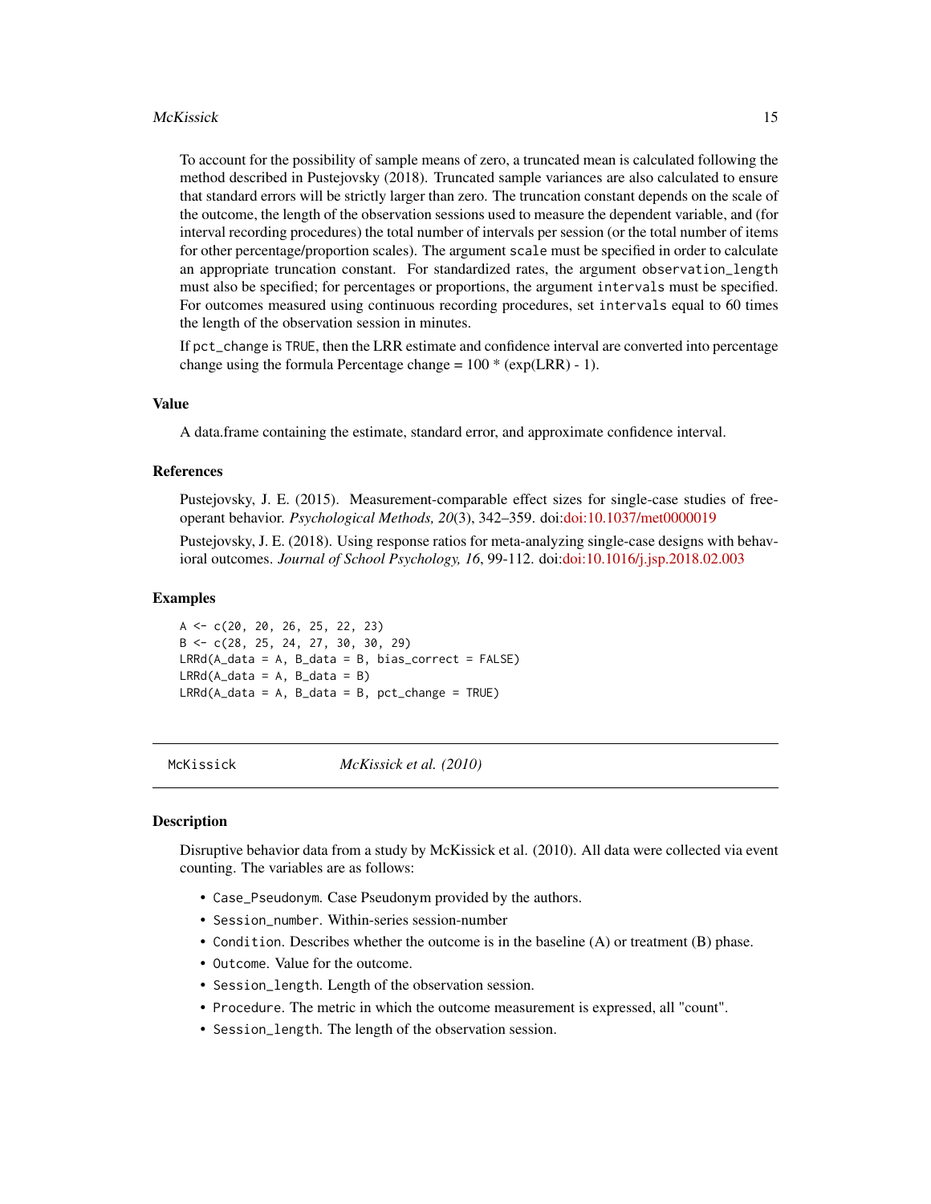To account for the possibility of sample means of zero, a truncated mean is calculated following the method described in Pustejovsky (2018). Truncated sample variances are also calculated to ensure that standard errors will be strictly larger than zero. The truncation constant depends on the scale of the outcome, the length of the observation sessions used to measure the dependent variable, and (for interval recording procedures) the total number of intervals per session (or the total number of items for other percentage/proportion scales). The argument `scale` must be specified in order to calculate an appropriate truncation constant. For standardized rates, the argument `observation_length` must also be specified; for percentages or proportions, the argument `intervals` must be specified. For outcomes measured using continuous recording procedures, set `intervals` equal to 60 times the length of the observation session in minutes.

If `pct_change` is `TRUE`, then the LRR estimate and confidence interval are converted into percentage change using the formula Percentage change = 100 * (exp(LRR) - 1).

### Value

A data.frame containing the estimate, standard error, and approximate confidence interval.

### References

Pustejovsky, J. E. (2015). Measurement-comparable effect sizes for single-case studies of free-operant behavior. *Psychological Methods, 20*(3), 342–359. doi:doi:10.1037/met0000019

Pustejovsky, J. E. (2018). Using response ratios for meta-analyzing single-case designs with behavioral outcomes. *Journal of School Psychology, 16*, 99-112. doi:doi:10.1016/j.jsp.2018.02.003

### Examples

```
A <- c(20, 20, 26, 25, 22, 23)
B <- c(28, 25, 24, 27, 30, 30, 29)
LRRd(A_data = A, B_data = B, bias_correct = FALSE)
LRRd(A_data = A, B_data = B)
LRRd(A_data = A, B_data = B, pct_change = TRUE)
```

---

## McKissick — *McKissick et al. (2010)*

### Description

Disruptive behavior data from a study by McKissick et al. (2010). All data were collected via event counting. The variables are as follows:

- `Case_Pseudonym`. Case Pseudonym provided by the authors.
- `Session_number`. Within-series session-number
- `Condition`. Describes whether the outcome is in the baseline (A) or treatment (B) phase.
- `Outcome`. Value for the outcome.
- `Session_length`. Length of the observation session.
- `Procedure`. The metric in which the outcome measurement is expressed, all "count".
- `Session_length`. The length of the observation session.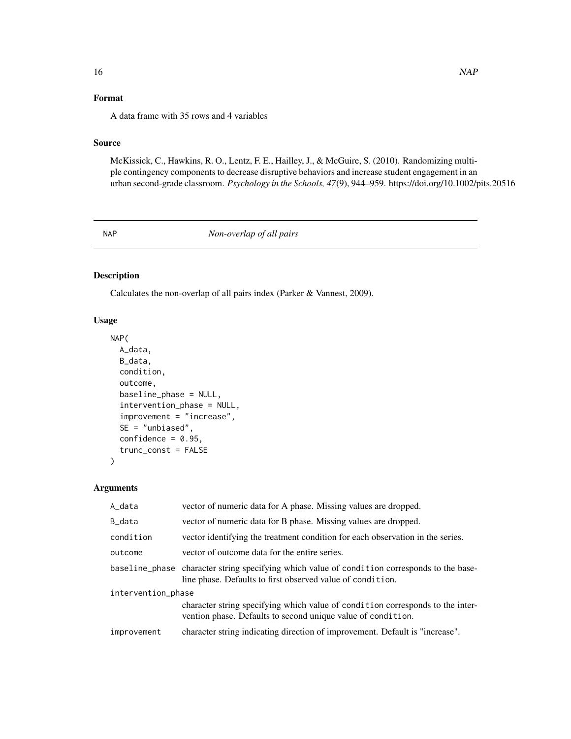## Format

A data frame with 35 rows and 4 variables

## Source

McKissick, C., Hawkins, R. O., Lentz, F. E., Hailley, J., & McGuire, S. (2010). Randomizing multiple contingency components to decrease disruptive behaviors and increase student engagement in an urban second-grade classroom. *Psychology in the Schools, 47*(9), 944–959. https://doi.org/10.1002/pits.20516

---

# NAP — *Non-overlap of all pairs*

---

## Description

Calculates the non-overlap of all pairs index (Parker & Vannest, 2009).

## Usage

```
NAP(
  A_data,
  B_data,
  condition,
  outcome,
  baseline_phase = NULL,
  intervention_phase = NULL,
  improvement = "increase",
  SE = "unbiased",
  confidence = 0.95,
  trunc_const = FALSE
)
```

## Arguments

| Argument | Description |
|---|---|
| `A_data` | vector of numeric data for A phase. Missing values are dropped. |
| `B_data` | vector of numeric data for B phase. Missing values are dropped. |
| `condition` | vector identifying the treatment condition for each observation in the series. |
| `outcome` | vector of outcome data for the entire series. |
| `baseline_phase` | character string specifying which value of `condition` corresponds to the baseline phase. Defaults to first observed value of `condition`. |
| `intervention_phase` | character string specifying which value of `condition` corresponds to the intervention phase. Defaults to second unique value of `condition`. |
| `improvement` | character string indicating direction of improvement. Default is "increase". |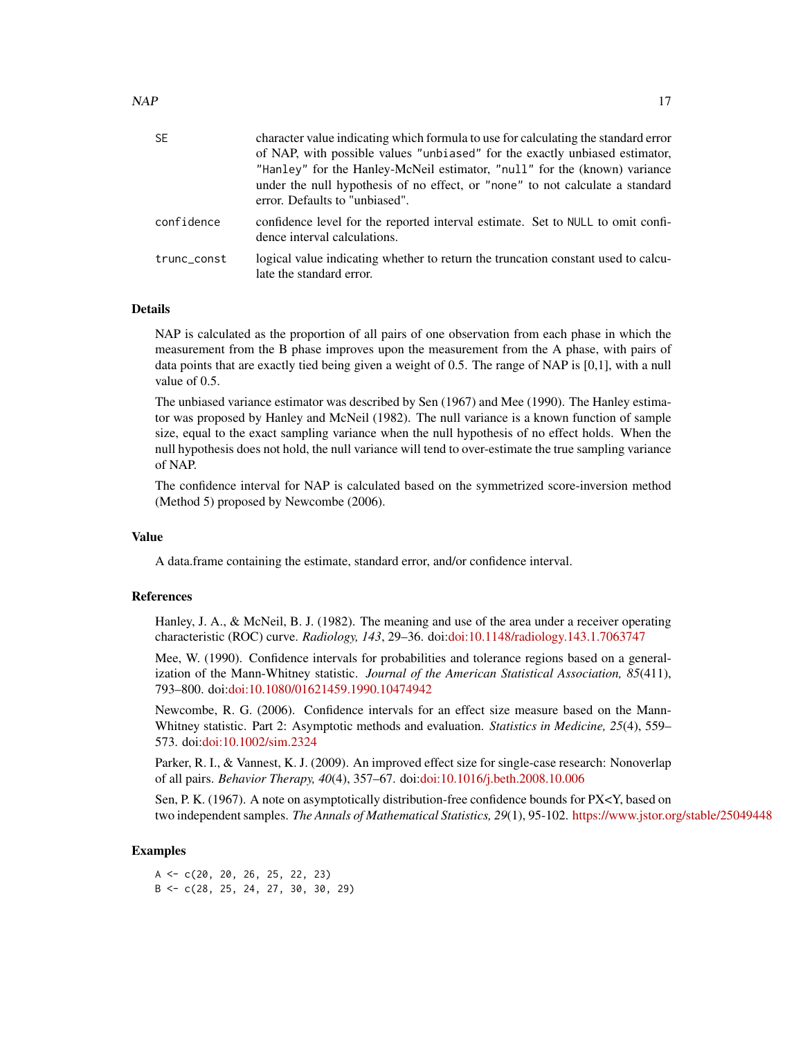| | |
|---|---|
| SE | character value indicating which formula to use for calculating the standard error of NAP, with possible values "unbiased" for the exactly unbiased estimator, "Hanley" for the Hanley-McNeil estimator, "null" for the (known) variance under the null hypothesis of no effect, or "none" to not calculate a standard error. Defaults to "unbiased". |
| confidence | confidence level for the reported interval estimate. Set to NULL to omit confidence interval calculations. |
| trunc_const | logical value indicating whether to return the truncation constant used to calculate the standard error. |

## Details

NAP is calculated as the proportion of all pairs of one observation from each phase in which the measurement from the B phase improves upon the measurement from the A phase, with pairs of data points that are exactly tied being given a weight of 0.5. The range of NAP is [0,1], with a null value of 0.5.

The unbiased variance estimator was described by Sen (1967) and Mee (1990). The Hanley estimator was proposed by Hanley and McNeil (1982). The null variance is a known function of sample size, equal to the exact sampling variance when the null hypothesis of no effect holds. When the null hypothesis does not hold, the null variance will tend to over-estimate the true sampling variance of NAP.

The confidence interval for NAP is calculated based on the symmetrized score-inversion method (Method 5) proposed by Newcombe (2006).

## Value

A data.frame containing the estimate, standard error, and/or confidence interval.

## References

Hanley, J. A., & McNeil, B. J. (1982). The meaning and use of the area under a receiver operating characteristic (ROC) curve. *Radiology, 143*, 29–36. doi:doi:10.1148/radiology.143.1.7063747

Mee, W. (1990). Confidence intervals for probabilities and tolerance regions based on a generalization of the Mann-Whitney statistic. *Journal of the American Statistical Association, 85*(411), 793–800. doi:doi:10.1080/01621459.1990.10474942

Newcombe, R. G. (2006). Confidence intervals for an effect size measure based on the Mann-Whitney statistic. Part 2: Asymptotic methods and evaluation. *Statistics in Medicine, 25*(4), 559–573. doi:doi:10.1002/sim.2324

Parker, R. I., & Vannest, K. J. (2009). An improved effect size for single-case research: Nonoverlap of all pairs. *Behavior Therapy, 40*(4), 357–67. doi:doi:10.1016/j.beth.2008.10.006

Sen, P. K. (1967). A note on asymptotically distribution-free confidence bounds for PX<Y, based on two independent samples. *The Annals of Mathematical Statistics, 29*(1), 95-102. https://www.jstor.org/stable/25049448

## Examples

```
A <- c(20, 20, 26, 25, 22, 23)
B <- c(28, 25, 24, 27, 30, 30, 29)
```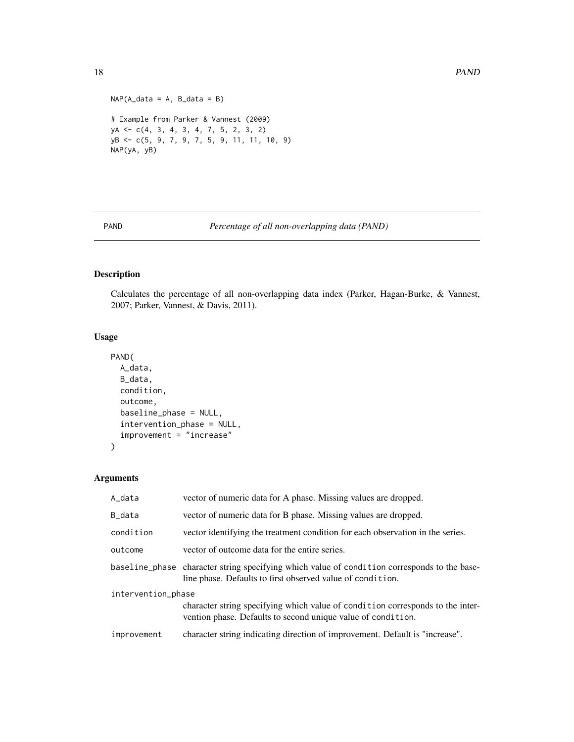```
NAP(A_data = A, B_data = B)

# Example from Parker & Vannest (2009)
yA <- c(4, 3, 4, 3, 4, 7, 5, 2, 3, 2)
yB <- c(5, 9, 7, 9, 7, 5, 9, 11, 11, 10, 9)
NAP(yA, yB)
```

---

## PAND    *Percentage of all non-overlapping data (PAND)*

---

### Description

Calculates the percentage of all non-overlapping data index (Parker, Hagan-Burke, & Vannest, 2007; Parker, Vannest, & Davis, 2011).

### Usage

```
PAND(
  A_data,
  B_data,
  condition,
  outcome,
  baseline_phase = NULL,
  intervention_phase = NULL,
  improvement = "increase"
)
```

### Arguments

| | |
|---|---|
| A_data | vector of numeric data for A phase. Missing values are dropped. |
| B_data | vector of numeric data for B phase. Missing values are dropped. |
| condition | vector identifying the treatment condition for each observation in the series. |
| outcome | vector of outcome data for the entire series. |
| baseline_phase | character string specifying which value of condition corresponds to the baseline phase. Defaults to first observed value of condition. |
| intervention_phase | character string specifying which value of condition corresponds to the intervention phase. Defaults to second unique value of condition. |
| improvement | character string indicating direction of improvement. Default is "increase". |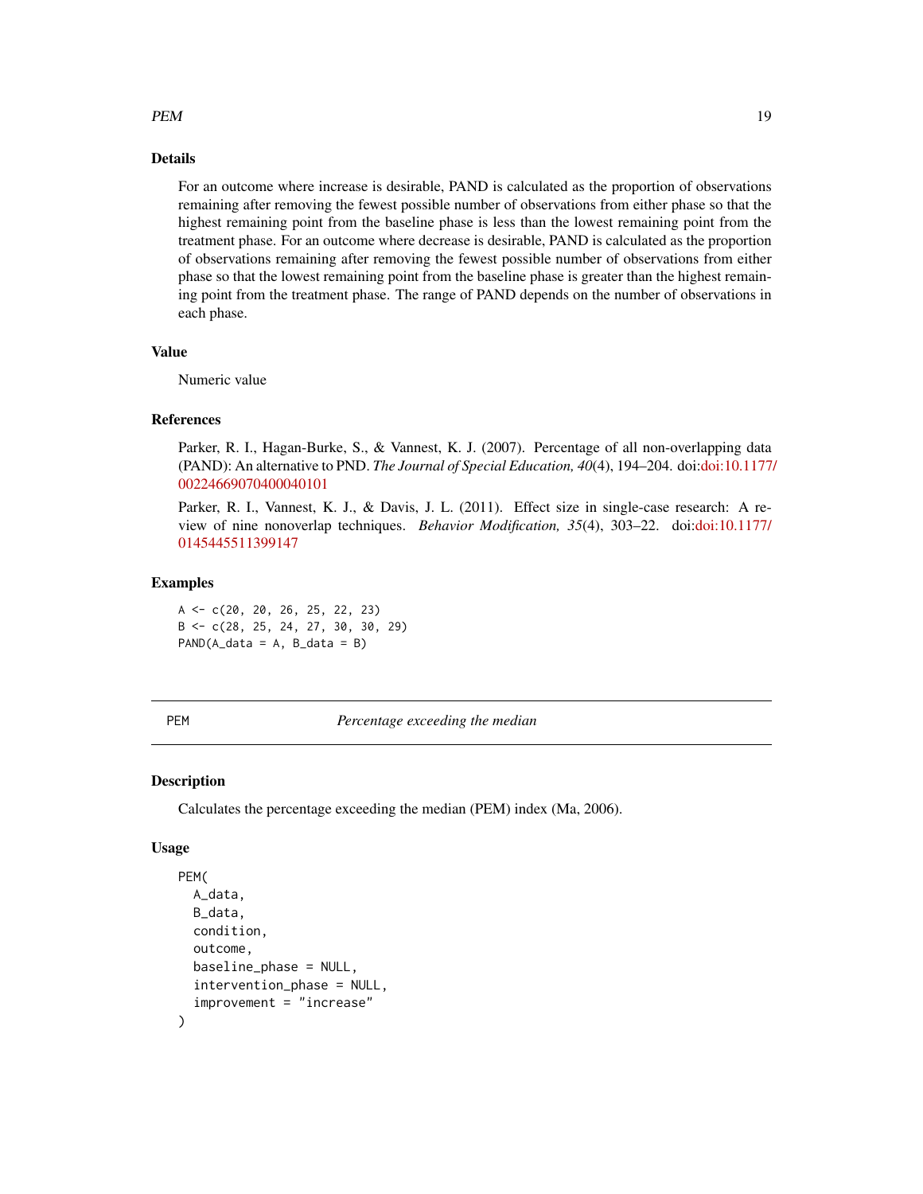## Details

For an outcome where increase is desirable, PAND is calculated as the proportion of observations remaining after removing the fewest possible number of observations from either phase so that the highest remaining point from the baseline phase is less than the lowest remaining point from the treatment phase. For an outcome where decrease is desirable, PAND is calculated as the proportion of observations remaining after removing the fewest possible number of observations from either phase so that the lowest remaining point from the baseline phase is greater than the highest remaining point from the treatment phase. The range of PAND depends on the number of observations in each phase.

## Value

Numeric value

## References

Parker, R. I., Hagan-Burke, S., & Vannest, K. J. (2007). Percentage of all non-overlapping data (PAND): An alternative to PND. *The Journal of Special Education, 40*(4), 194–204. doi:doi:10.1177/00224669070400040101

Parker, R. I., Vannest, K. J., & Davis, J. L. (2011). Effect size in single-case research: A review of nine nonoverlap techniques. *Behavior Modification, 35*(4), 303–22. doi:doi:10.1177/0145445511399147

## Examples

```
A <- c(20, 20, 26, 25, 22, 23)
B <- c(28, 25, 24, 27, 30, 30, 29)
PAND(A_data = A, B_data = B)
```

---

# PEM — *Percentage exceeding the median*

## Description

Calculates the percentage exceeding the median (PEM) index (Ma, 2006).

## Usage

```
PEM(
  A_data,
  B_data,
  condition,
  outcome,
  baseline_phase = NULL,
  intervention_phase = NULL,
  improvement = "increase"
)
```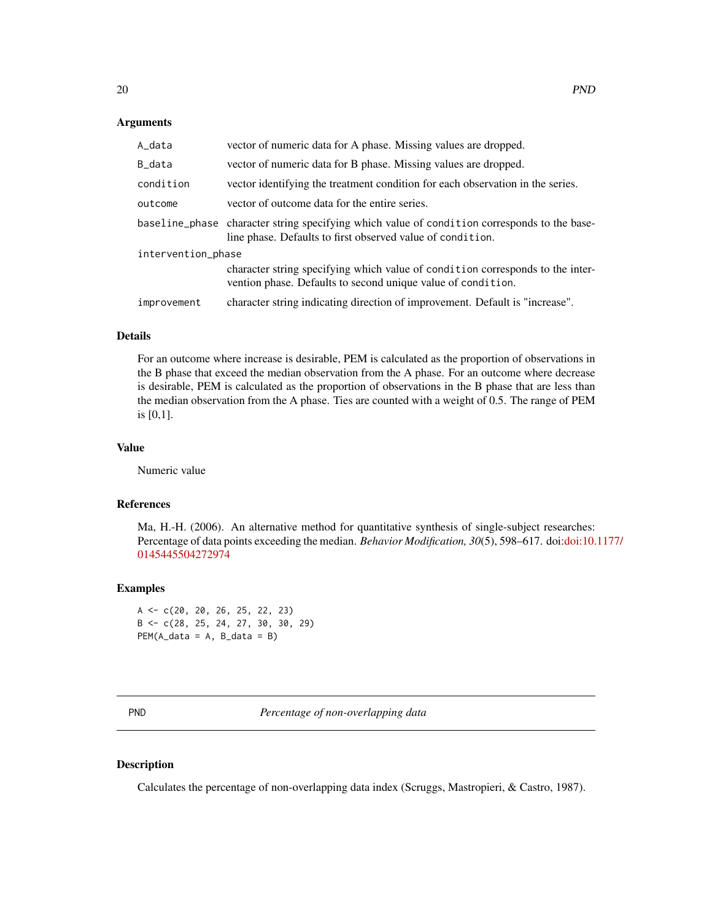### Arguments

| | |
|---|---|
| A_data | vector of numeric data for A phase. Missing values are dropped. |
| B_data | vector of numeric data for B phase. Missing values are dropped. |
| condition | vector identifying the treatment condition for each observation in the series. |
| outcome | vector of outcome data for the entire series. |
| baseline_phase | character string specifying which value of condition corresponds to the baseline phase. Defaults to first observed value of condition. |
| intervention_phase | character string specifying which value of condition corresponds to the intervention phase. Defaults to second unique value of condition. |
| improvement | character string indicating direction of improvement. Default is "increase". |

### Details

For an outcome where increase is desirable, PEM is calculated as the proportion of observations in the B phase that exceed the median observation from the A phase. For an outcome where decrease is desirable, PEM is calculated as the proportion of observations in the B phase that are less than the median observation from the A phase. Ties are counted with a weight of 0.5. The range of PEM is [0,1].

### Value

Numeric value

### References

Ma, H.-H. (2006). An alternative method for quantitative synthesis of single-subject researches: Percentage of data points exceeding the median. *Behavior Modification, 30*(5), 598–617. doi:doi:10.1177/0145445504272974

### Examples

```
A <- c(20, 20, 26, 25, 22, 23)
B <- c(28, 25, 24, 27, 30, 30, 29)
PEM(A_data = A, B_data = B)
```

---

## PND — *Percentage of non-overlapping data*

### Description

Calculates the percentage of non-overlapping data index (Scruggs, Mastropieri, & Castro, 1987).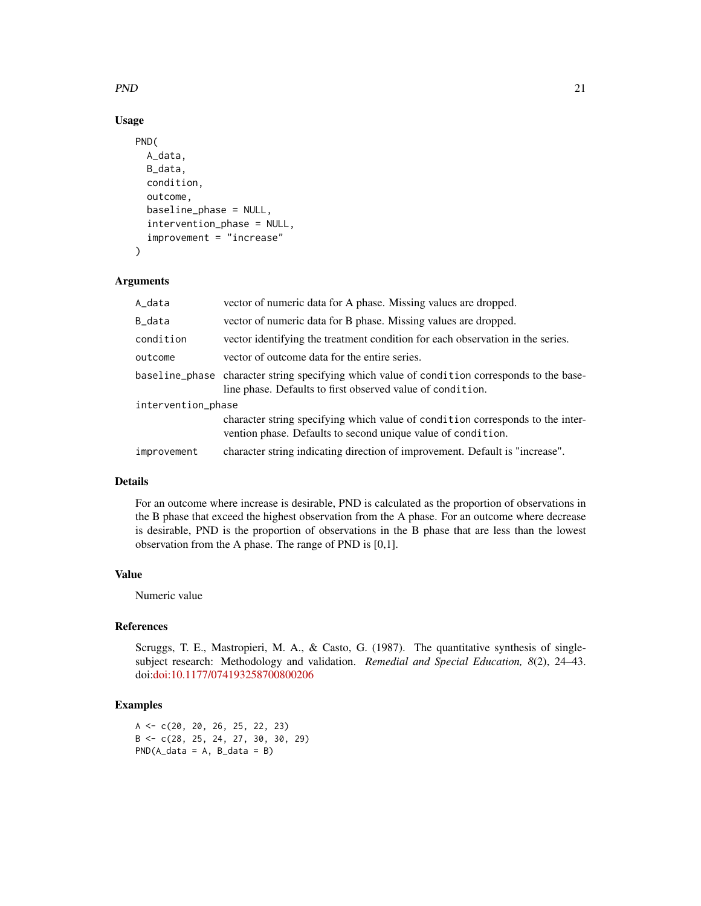## Usage

```
PND(
  A_data,
  B_data,
  condition,
  outcome,
  baseline_phase = NULL,
  intervention_phase = NULL,
  improvement = "increase"
)
```

## Arguments

| Argument | Description |
|---|---|
| `A_data` | vector of numeric data for A phase. Missing values are dropped. |
| `B_data` | vector of numeric data for B phase. Missing values are dropped. |
| `condition` | vector identifying the treatment condition for each observation in the series. |
| `outcome` | vector of outcome data for the entire series. |
| `baseline_phase` | character string specifying which value of `condition` corresponds to the baseline phase. Defaults to first observed value of `condition`. |
| `intervention_phase` | character string specifying which value of `condition` corresponds to the intervention phase. Defaults to second unique value of `condition`. |
| `improvement` | character string indicating direction of improvement. Default is "increase". |

## Details

For an outcome where increase is desirable, PND is calculated as the proportion of observations in the B phase that exceed the highest observation from the A phase. For an outcome where decrease is desirable, PND is the proportion of observations in the B phase that are less than the lowest observation from the A phase. The range of PND is [0,1].

## Value

Numeric value

## References

Scruggs, T. E., Mastropieri, M. A., & Casto, G. (1987). The quantitative synthesis of single-subject research: Methodology and validation. *Remedial and Special Education, 8*(2), 24–43. doi:doi:10.1177/074193258700800206

## Examples

```
A <- c(20, 20, 26, 25, 22, 23)
B <- c(28, 25, 24, 27, 30, 30, 29)
PND(A_data = A, B_data = B)
```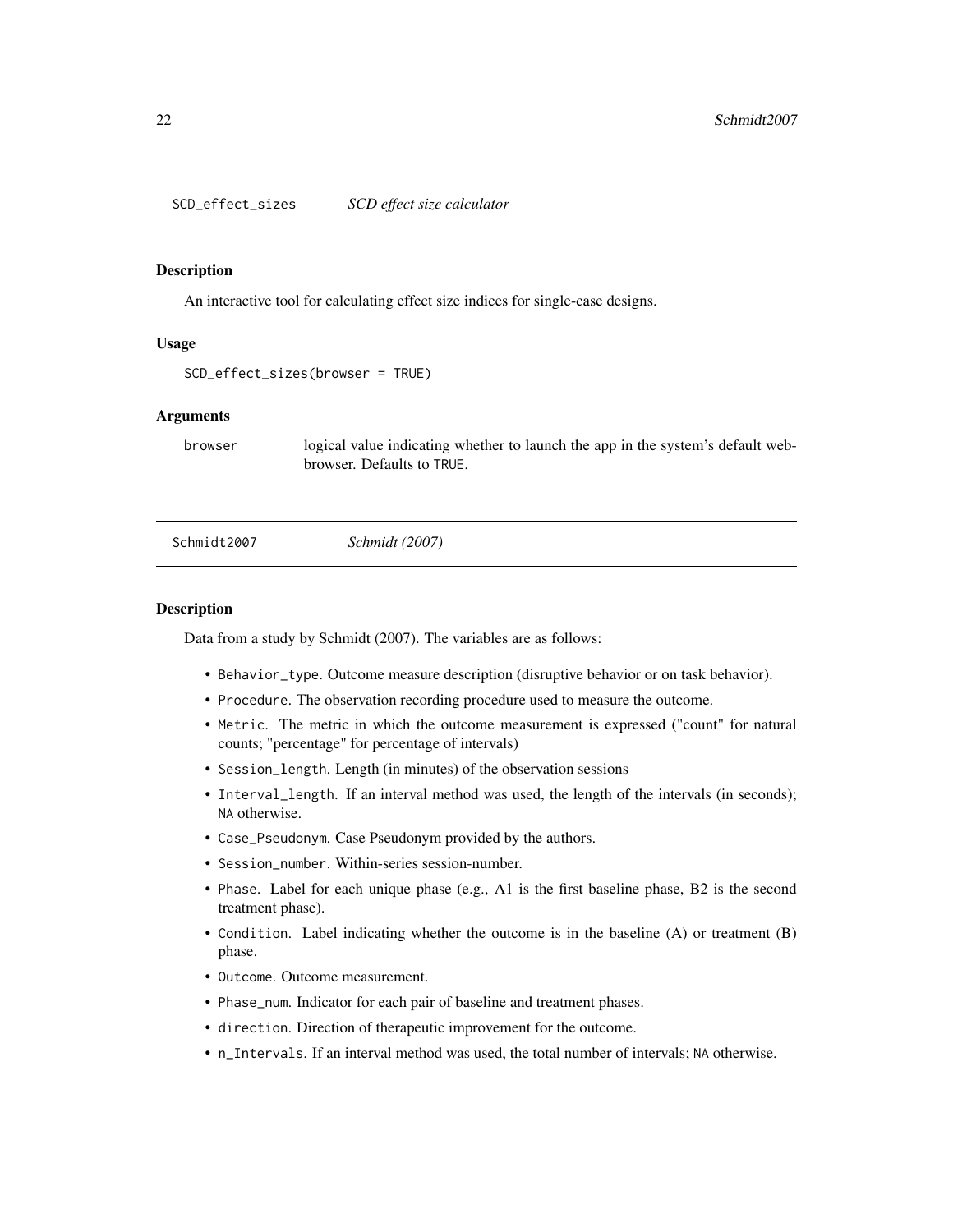## SCD_effect_sizes *SCD effect size calculator*

### Description

An interactive tool for calculating effect size indices for single-case designs.

### Usage

```
SCD_effect_sizes(browser = TRUE)
```

### Arguments

| | |
|---|---|
| browser | logical value indicating whether to launch the app in the system's default web-browser. Defaults to TRUE. |

## Schmidt2007 *Schmidt (2007)*

### Description

Data from a study by Schmidt (2007). The variables are as follows:

- `Behavior_type`. Outcome measure description (disruptive behavior or on task behavior).
- `Procedure`. The observation recording procedure used to measure the outcome.
- `Metric`. The metric in which the outcome measurement is expressed ("count" for natural counts; "percentage" for percentage of intervals)
- `Session_length`. Length (in minutes) of the observation sessions
- `Interval_length`. If an interval method was used, the length of the intervals (in seconds); NA otherwise.
- `Case_Pseudonym`. Case Pseudonym provided by the authors.
- `Session_number`. Within-series session-number.
- `Phase`. Label for each unique phase (e.g., A1 is the first baseline phase, B2 is the second treatment phase).
- `Condition`. Label indicating whether the outcome is in the baseline (A) or treatment (B) phase.
- `Outcome`. Outcome measurement.
- `Phase_num`. Indicator for each pair of baseline and treatment phases.
- `direction`. Direction of therapeutic improvement for the outcome.
- `n_Intervals`. If an interval method was used, the total number of intervals; NA otherwise.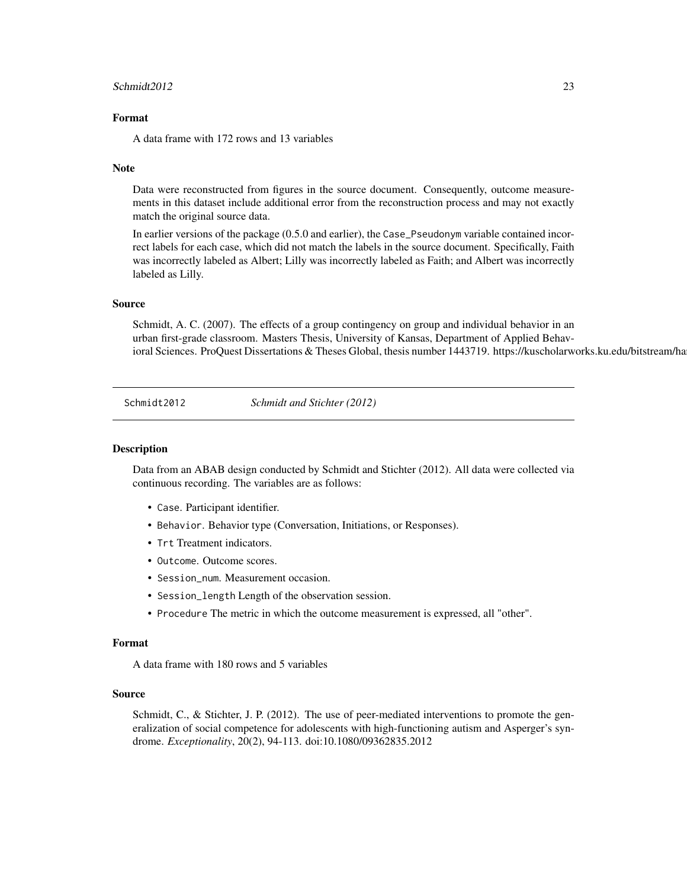### Format

A data frame with 172 rows and 13 variables

### Note

Data were reconstructed from figures in the source document. Consequently, outcome measurements in this dataset include additional error from the reconstruction process and may not exactly match the original source data.

In earlier versions of the package (0.5.0 and earlier), the Case_Pseudonym variable contained incorrect labels for each case, which did not match the labels in the source document. Specifically, Faith was incorrectly labeled as Albert; Lilly was incorrectly labeled as Faith; and Albert was incorrectly labeled as Lilly.

### Source

Schmidt, A. C. (2007). The effects of a group contingency on group and individual behavior in an urban first-grade classroom. Masters Thesis, University of Kansas, Department of Applied Behavioral Sciences. ProQuest Dissertations & Theses Global, thesis number 1443719. https://kuscholarworks.ku.edu/bitstream/ha

---

## Schmidt2012 — *Schmidt and Stichter (2012)*

### Description

Data from an ABAB design conducted by Schmidt and Stichter (2012). All data were collected via continuous recording. The variables are as follows:

- Case. Participant identifier.
- Behavior. Behavior type (Conversation, Initiations, or Responses).
- Trt Treatment indicators.
- Outcome. Outcome scores.
- Session_num. Measurement occasion.
- Session_length Length of the observation session.
- Procedure The metric in which the outcome measurement is expressed, all "other".

### Format

A data frame with 180 rows and 5 variables

### Source

Schmidt, C., & Stichter, J. P. (2012). The use of peer-mediated interventions to promote the generalization of social competence for adolescents with high-functioning autism and Asperger's syndrome. *Exceptionality*, 20(2), 94-113. doi:10.1080/09362835.2012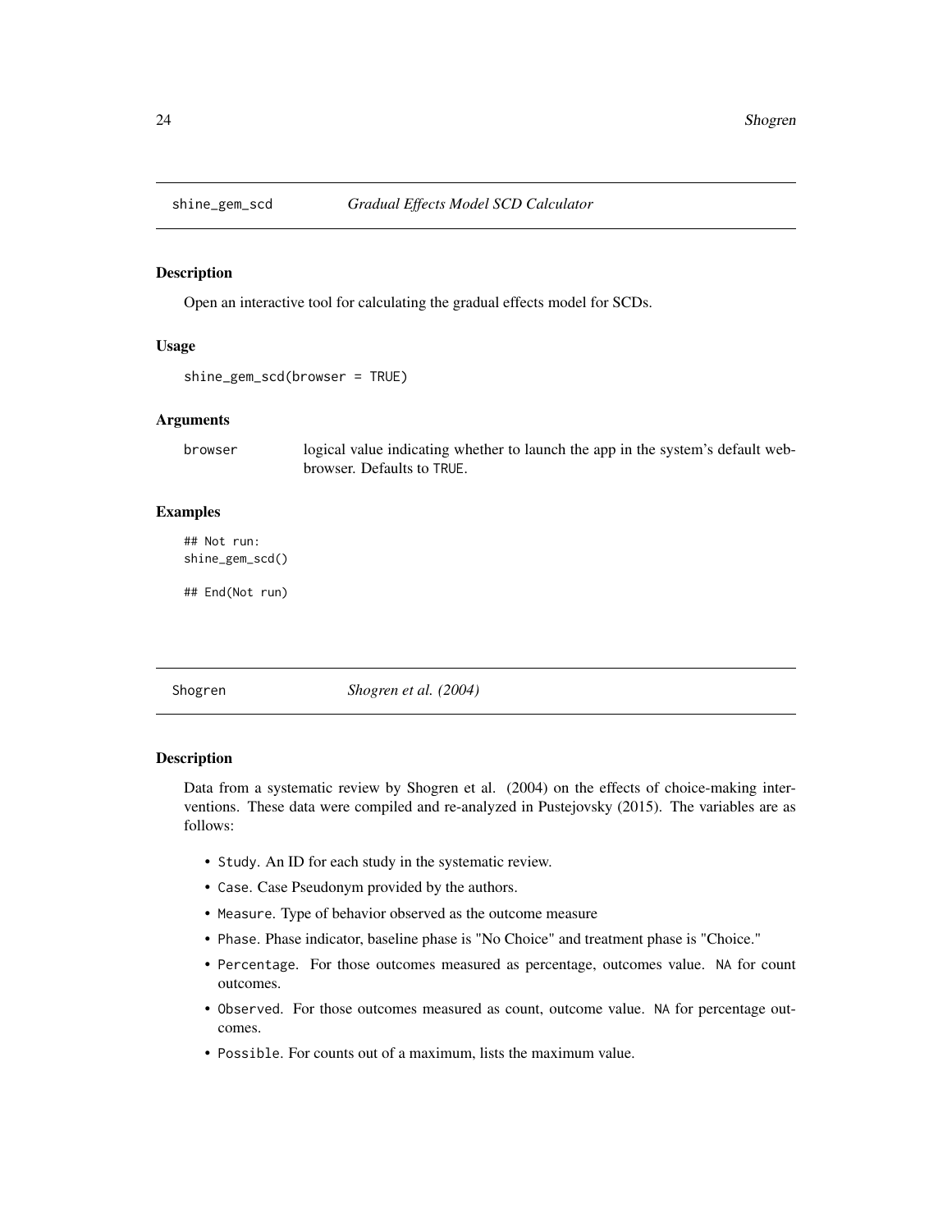## shine_gem_scd *Gradual Effects Model SCD Calculator*

### Description

Open an interactive tool for calculating the gradual effects model for SCDs.

### Usage

```
shine_gem_scd(browser = TRUE)
```

### Arguments

| | |
|---|---|
| browser | logical value indicating whether to launch the app in the system's default web-browser. Defaults to TRUE. |

### Examples

```
## Not run:
shine_gem_scd()

## End(Not run)
```

## Shogren *Shogren et al. (2004)*

### Description

Data from a systematic review by Shogren et al. (2004) on the effects of choice-making interventions. These data were compiled and re-analyzed in Pustejovsky (2015). The variables are as follows:

- `Study`. An ID for each study in the systematic review.
- `Case`. Case Pseudonym provided by the authors.
- `Measure`. Type of behavior observed as the outcome measure
- `Phase`. Phase indicator, baseline phase is "No Choice" and treatment phase is "Choice."
- `Percentage`. For those outcomes measured as percentage, outcomes value. `NA` for count outcomes.
- `Observed`. For those outcomes measured as count, outcome value. `NA` for percentage outcomes.
- `Possible`. For counts out of a maximum, lists the maximum value.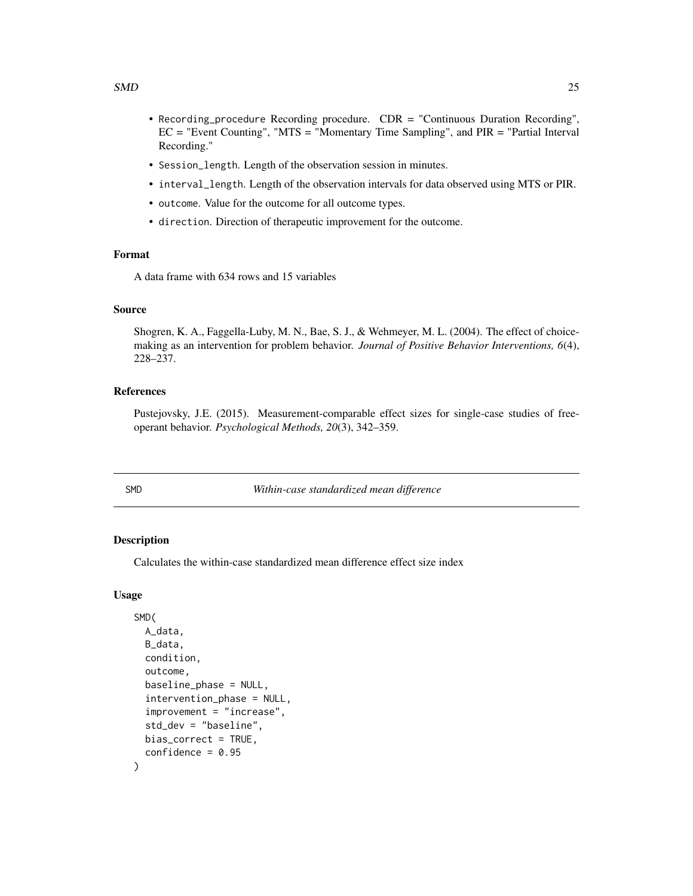- Recording_procedure Recording procedure. CDR = "Continuous Duration Recording", EC = "Event Counting", "MTS = "Momentary Time Sampling", and PIR = "Partial Interval Recording."
- Session_length. Length of the observation session in minutes.
- interval_length. Length of the observation intervals for data observed using MTS or PIR.
- outcome. Value for the outcome for all outcome types.
- direction. Direction of therapeutic improvement for the outcome.

### Format

A data frame with 634 rows and 15 variables

### Source

Shogren, K. A., Faggella-Luby, M. N., Bae, S. J., & Wehmeyer, M. L. (2004). The effect of choice-making as an intervention for problem behavior. *Journal of Positive Behavior Interventions, 6*(4), 228–237.

### References

Pustejovsky, J.E. (2015). Measurement-comparable effect sizes for single-case studies of free-operant behavior. *Psychological Methods, 20*(3), 342–359.

---

## SMD — *Within-case standardized mean difference*

### Description

Calculates the within-case standardized mean difference effect size index

### Usage

```
SMD(
  A_data,
  B_data,
  condition,
  outcome,
  baseline_phase = NULL,
  intervention_phase = NULL,
  improvement = "increase",
  std_dev = "baseline",
  bias_correct = TRUE,
  confidence = 0.95
)
```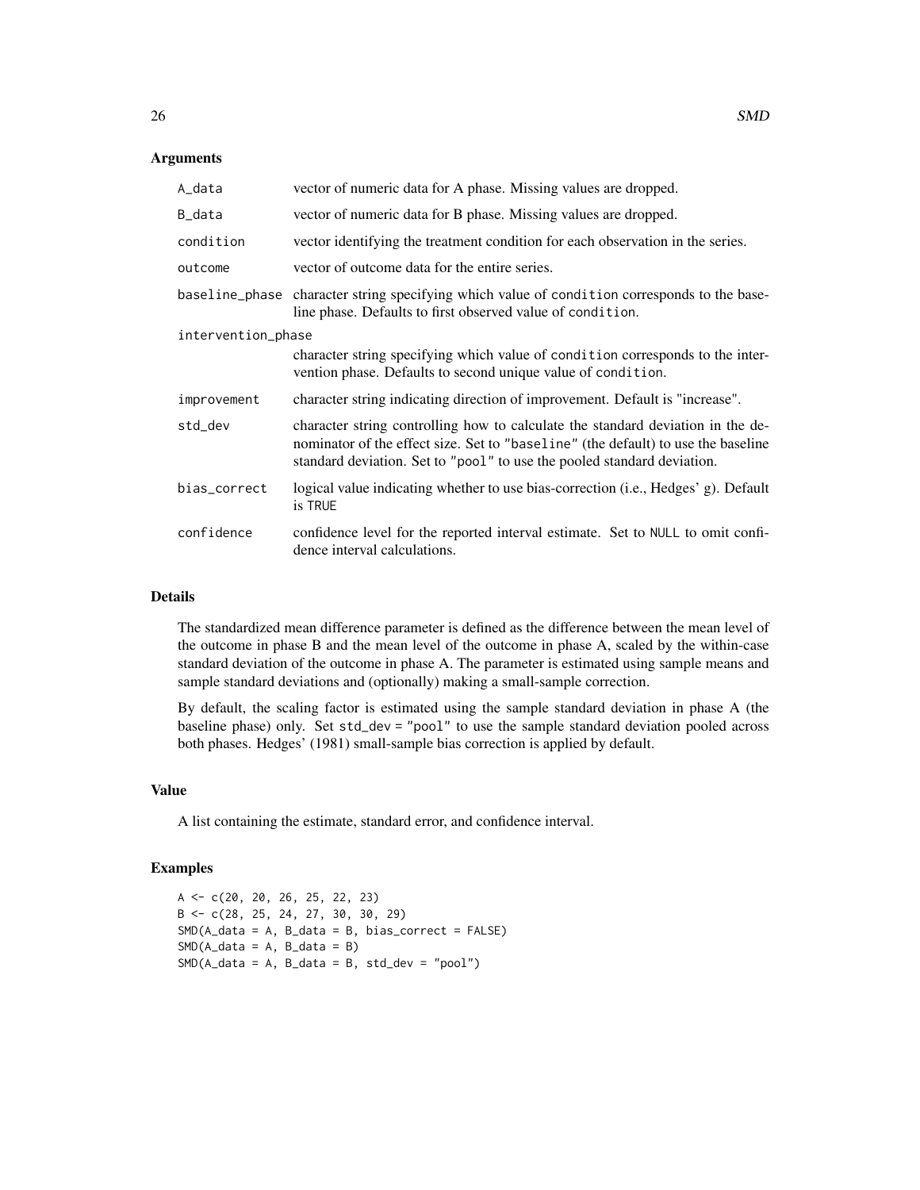### Arguments

| | |
|---|---|
| `A_data` | vector of numeric data for A phase. Missing values are dropped. |
| `B_data` | vector of numeric data for B phase. Missing values are dropped. |
| `condition` | vector identifying the treatment condition for each observation in the series. |
| `outcome` | vector of outcome data for the entire series. |
| `baseline_phase` | character string specifying which value of `condition` corresponds to the baseline phase. Defaults to first observed value of `condition`. |
| `intervention_phase` | character string specifying which value of `condition` corresponds to the intervention phase. Defaults to second unique value of `condition`. |
| `improvement` | character string indicating direction of improvement. Default is "increase". |
| `std_dev` | character string controlling how to calculate the standard deviation in the denominator of the effect size. Set to `"baseline"` (the default) to use the baseline standard deviation. Set to `"pool"` to use the pooled standard deviation. |
| `bias_correct` | logical value indicating whether to use bias-correction (i.e., Hedges' g). Default is `TRUE` |
| `confidence` | confidence level for the reported interval estimate. Set to `NULL` to omit confidence interval calculations. |

### Details

The standardized mean difference parameter is defined as the difference between the mean level of the outcome in phase B and the mean level of the outcome in phase A, scaled by the within-case standard deviation of the outcome in phase A. The parameter is estimated using sample means and sample standard deviations and (optionally) making a small-sample correction.

By default, the scaling factor is estimated using the sample standard deviation in phase A (the baseline phase) only. Set `std_dev = "pool"` to use the sample standard deviation pooled across both phases. Hedges' (1981) small-sample bias correction is applied by default.

### Value

A list containing the estimate, standard error, and confidence interval.

### Examples

```
A <- c(20, 20, 26, 25, 22, 23)
B <- c(28, 25, 24, 27, 30, 30, 29)
SMD(A_data = A, B_data = B, bias_correct = FALSE)
SMD(A_data = A, B_data = B)
SMD(A_data = A, B_data = B, std_dev = "pool")
```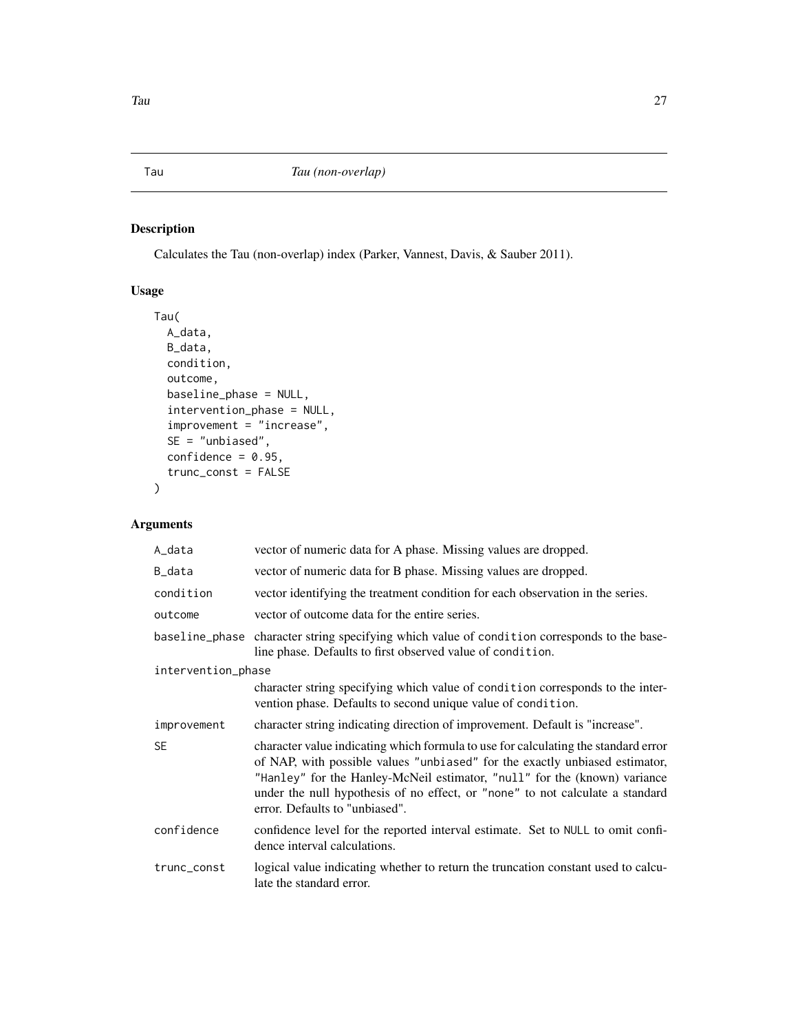# Tau — *Tau (non-overlap)*

## Description

Calculates the Tau (non-overlap) index (Parker, Vannest, Davis, & Sauber 2011).

## Usage

```
Tau(
  A_data,
  B_data,
  condition,
  outcome,
  baseline_phase = NULL,
  intervention_phase = NULL,
  improvement = "increase",
  SE = "unbiased",
  confidence = 0.95,
  trunc_const = FALSE
)
```

## Arguments

| Argument | Description |
|---|---|
| A_data | vector of numeric data for A phase. Missing values are dropped. |
| B_data | vector of numeric data for B phase. Missing values are dropped. |
| condition | vector identifying the treatment condition for each observation in the series. |
| outcome | vector of outcome data for the entire series. |
| baseline_phase | character string specifying which value of condition corresponds to the baseline phase. Defaults to first observed value of condition. |
| intervention_phase | character string specifying which value of condition corresponds to the intervention phase. Defaults to second unique value of condition. |
| improvement | character string indicating direction of improvement. Default is "increase". |
| SE | character value indicating which formula to use for calculating the standard error of NAP, with possible values "unbiased" for the exactly unbiased estimator, "Hanley" for the Hanley-McNeil estimator, "null" for the (known) variance under the null hypothesis of no effect, or "none" to not calculate a standard error. Defaults to "unbiased". |
| confidence | confidence level for the reported interval estimate. Set to NULL to omit confidence interval calculations. |
| trunc_const | logical value indicating whether to return the truncation constant used to calculate the standard error. |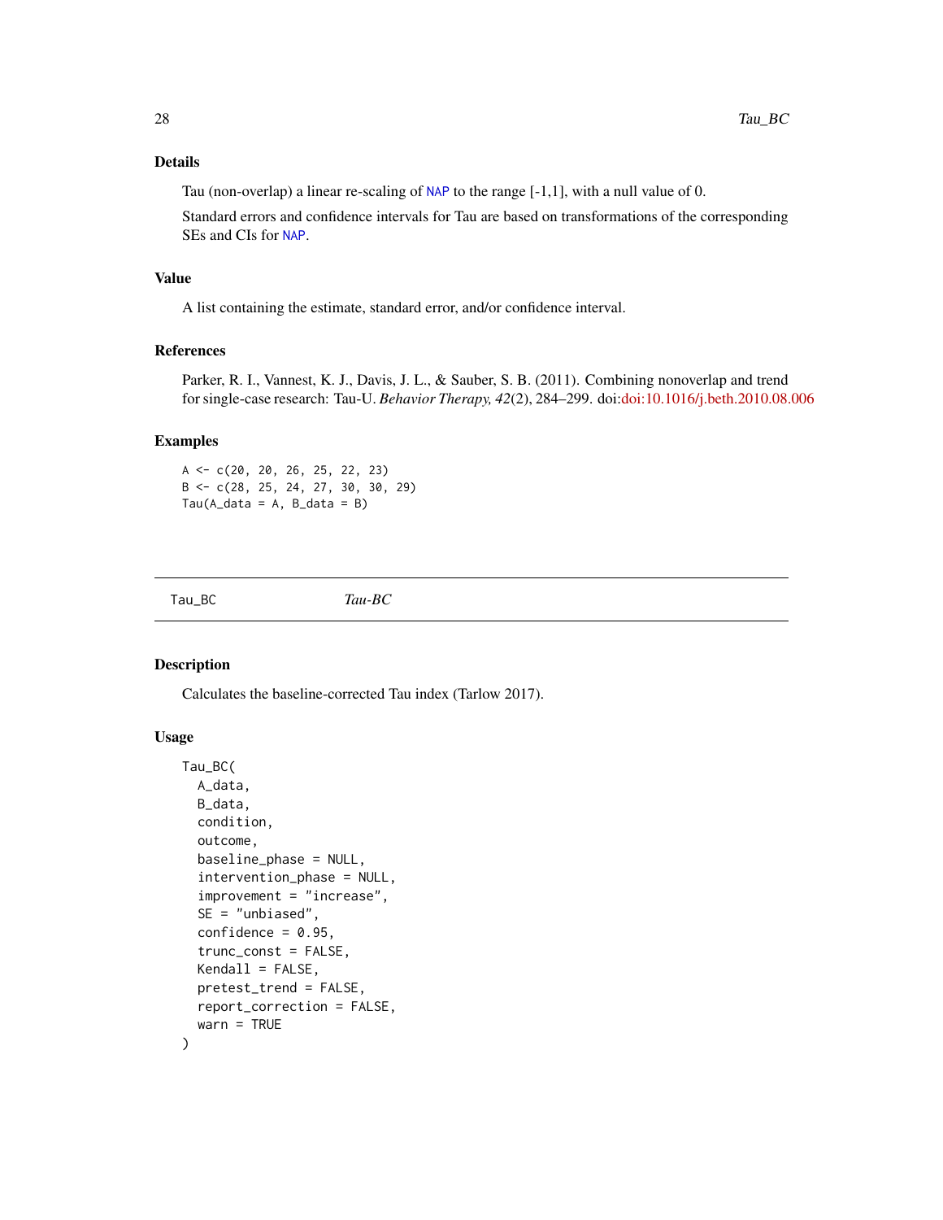### Details

Tau (non-overlap) a linear re-scaling of NAP to the range [-1,1], with a null value of 0.

Standard errors and confidence intervals for Tau are based on transformations of the corresponding SEs and CIs for NAP.

### Value

A list containing the estimate, standard error, and/or confidence interval.

### References

Parker, R. I., Vannest, K. J., Davis, J. L., & Sauber, S. B. (2011). Combining nonoverlap and trend for single-case research: Tau-U. *Behavior Therapy, 42*(2), 284–299. doi:doi:10.1016/j.beth.2010.08.006

### Examples

```
A <- c(20, 20, 26, 25, 22, 23)
B <- c(28, 25, 24, 27, 30, 30, 29)
Tau(A_data = A, B_data = B)
```

---

## Tau_BC *Tau-BC*

---

### Description

Calculates the baseline-corrected Tau index (Tarlow 2017).

### Usage

```
Tau_BC(
  A_data,
  B_data,
  condition,
  outcome,
  baseline_phase = NULL,
  intervention_phase = NULL,
  improvement = "increase",
  SE = "unbiased",
  confidence = 0.95,
  trunc_const = FALSE,
  Kendall = FALSE,
  pretest_trend = FALSE,
  report_correction = FALSE,
  warn = TRUE
)
```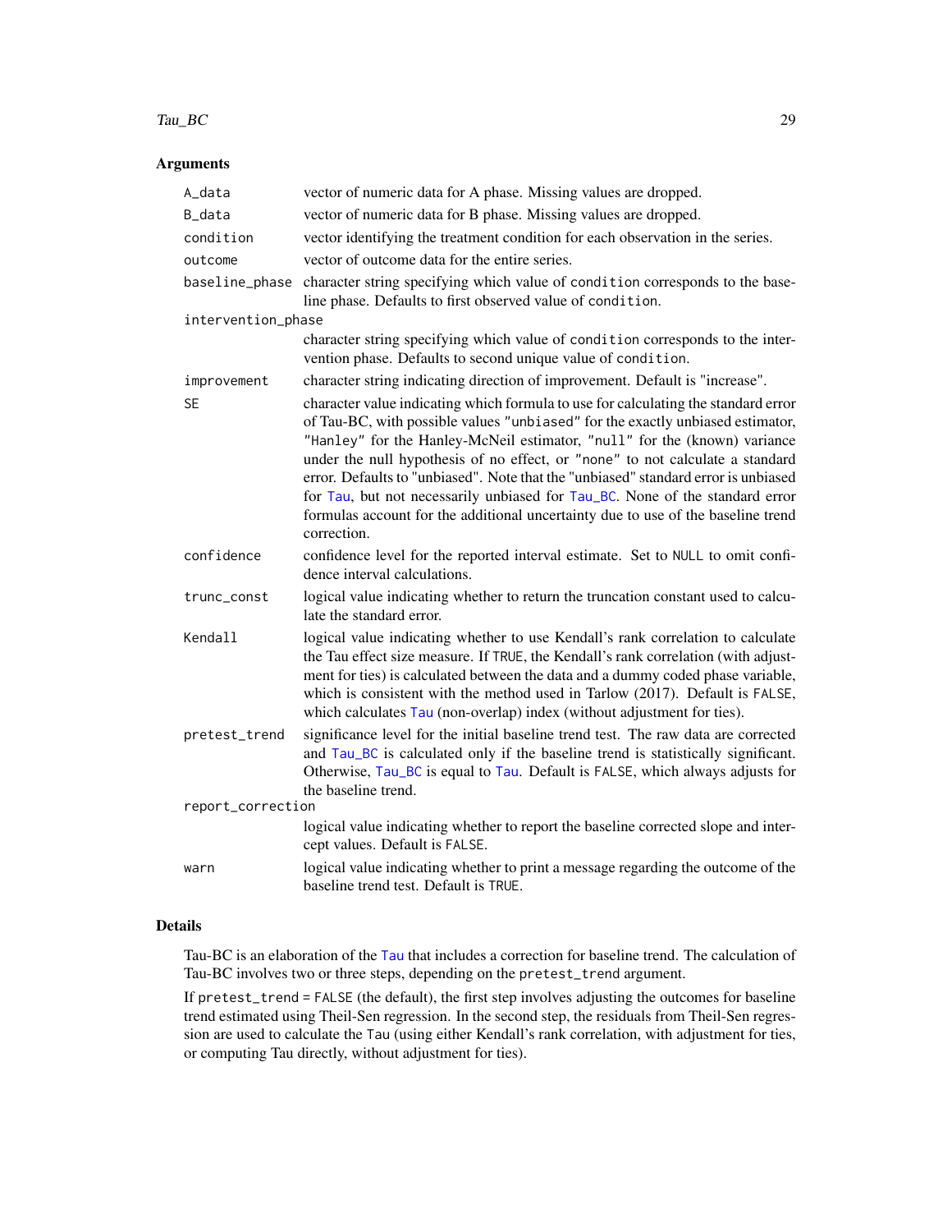## Arguments

| | |
|---|---|
| `A_data` | vector of numeric data for A phase. Missing values are dropped. |
| `B_data` | vector of numeric data for B phase. Missing values are dropped. |
| `condition` | vector identifying the treatment condition for each observation in the series. |
| `outcome` | vector of outcome data for the entire series. |
| `baseline_phase` | character string specifying which value of `condition` corresponds to the baseline phase. Defaults to first observed value of `condition`. |
| `intervention_phase` | character string specifying which value of `condition` corresponds to the intervention phase. Defaults to second unique value of `condition`. |
| `improvement` | character string indicating direction of improvement. Default is "increase". |
| `SE` | character value indicating which formula to use for calculating the standard error of Tau-BC, with possible values `"unbiased"` for the exactly unbiased estimator, `"Hanley"` for the Hanley-McNeil estimator, `"null"` for the (known) variance under the null hypothesis of no effect, or `"none"` to not calculate a standard error. Defaults to "unbiased". Note that the "unbiased" standard error is unbiased for `Tau`, but not necessarily unbiased for `Tau_BC`. None of the standard error formulas account for the additional uncertainty due to use of the baseline trend correction. |
| `confidence` | confidence level for the reported interval estimate. Set to `NULL` to omit confidence interval calculations. |
| `trunc_const` | logical value indicating whether to return the truncation constant used to calculate the standard error. |
| `Kendall` | logical value indicating whether to use Kendall's rank correlation to calculate the Tau effect size measure. If `TRUE`, the Kendall's rank correlation (with adjustment for ties) is calculated between the data and a dummy coded phase variable, which is consistent with the method used in Tarlow (2017). Default is `FALSE`, which calculates `Tau` (non-overlap) index (without adjustment for ties). |
| `pretest_trend` | significance level for the initial baseline trend test. The raw data are corrected and `Tau_BC` is calculated only if the baseline trend is statistically significant. Otherwise, `Tau_BC` is equal to `Tau`. Default is `FALSE`, which always adjusts for the baseline trend. |
| `report_correction` | logical value indicating whether to report the baseline corrected slope and intercept values. Default is `FALSE`. |
| `warn` | logical value indicating whether to print a message regarding the outcome of the baseline trend test. Default is `TRUE`. |

## Details

Tau-BC is an elaboration of the `Tau` that includes a correction for baseline trend. The calculation of Tau-BC involves two or three steps, depending on the `pretest_trend` argument.

If `pretest_trend = FALSE` (the default), the first step involves adjusting the outcomes for baseline trend estimated using Theil-Sen regression. In the second step, the residuals from Theil-Sen regression are used to calculate the `Tau` (using either Kendall's rank correlation, with adjustment for ties, or computing Tau directly, without adjustment for ties).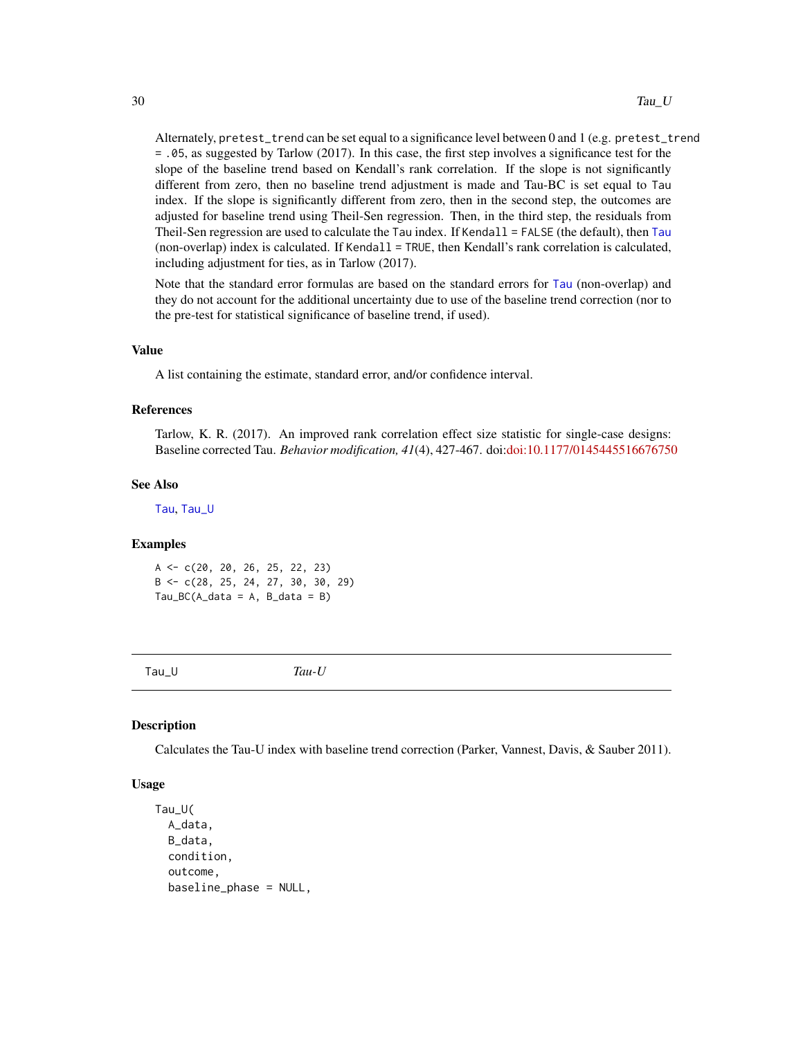Alternately, pretest_trend can be set equal to a significance level between 0 and 1 (e.g. pretest_trend = .05, as suggested by Tarlow (2017). In this case, the first step involves a significance test for the slope of the baseline trend based on Kendall's rank correlation. If the slope is not significantly different from zero, then no baseline trend adjustment is made and Tau-BC is set equal to Tau index. If the slope is significantly different from zero, then in the second step, the outcomes are adjusted for baseline trend using Theil-Sen regression. Then, in the third step, the residuals from Theil-Sen regression are used to calculate the Tau index. If Kendall = FALSE (the default), then Tau (non-overlap) index is calculated. If Kendall = TRUE, then Kendall's rank correlation is calculated, including adjustment for ties, as in Tarlow (2017).

Note that the standard error formulas are based on the standard errors for Tau (non-overlap) and they do not account for the additional uncertainty due to use of the baseline trend correction (nor to the pre-test for statistical significance of baseline trend, if used).

### Value

A list containing the estimate, standard error, and/or confidence interval.

### References

Tarlow, K. R. (2017). An improved rank correlation effect size statistic for single-case designs: Baseline corrected Tau. *Behavior modification, 41*(4), 427-467. doi:10.1177/0145445516676750

### See Also

Tau, Tau_U

### Examples

```
A <- c(20, 20, 26, 25, 22, 23)
B <- c(28, 25, 24, 27, 30, 30, 29)
Tau_BC(A_data = A, B_data = B)
```

---

## Tau_U *Tau-U*

### Description

Calculates the Tau-U index with baseline trend correction (Parker, Vannest, Davis, & Sauber 2011).

### Usage

```
Tau_U(
  A_data,
  B_data,
  condition,
  outcome,
  baseline_phase = NULL,
```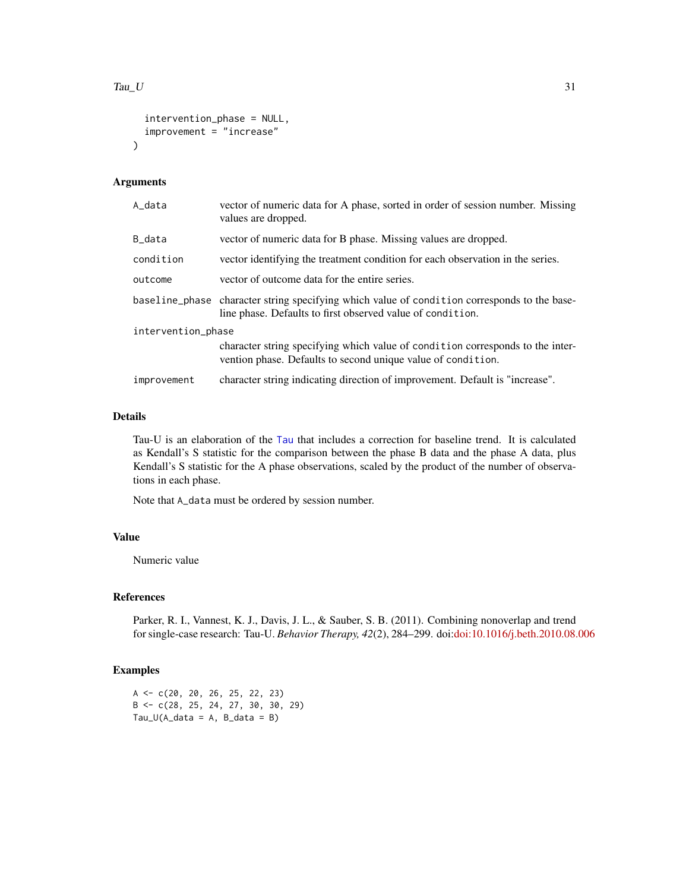```
  intervention_phase = NULL,
  improvement = "increase"
)
```

## Arguments

| | |
|---|---|
| A_data | vector of numeric data for A phase, sorted in order of session number. Missing values are dropped. |
| B_data | vector of numeric data for B phase. Missing values are dropped. |
| condition | vector identifying the treatment condition for each observation in the series. |
| outcome | vector of outcome data for the entire series. |
| baseline_phase | character string specifying which value of condition corresponds to the baseline phase. Defaults to first observed value of condition. |
| intervention_phase | character string specifying which value of condition corresponds to the intervention phase. Defaults to second unique value of condition. |
| improvement | character string indicating direction of improvement. Default is "increase". |

## Details

Tau-U is an elaboration of the Tau that includes a correction for baseline trend. It is calculated as Kendall's S statistic for the comparison between the phase B data and the phase A data, plus Kendall's S statistic for the A phase observations, scaled by the product of the number of observations in each phase.

Note that A_data must be ordered by session number.

## Value

Numeric value

## References

Parker, R. I., Vannest, K. J., Davis, J. L., & Sauber, S. B. (2011). Combining nonoverlap and trend for single-case research: Tau-U. *Behavior Therapy, 42*(2), 284–299. doi:doi:10.1016/j.beth.2010.08.006

## Examples

```
A <- c(20, 20, 26, 25, 22, 23)
B <- c(28, 25, 24, 27, 30, 30, 29)
Tau_U(A_data = A, B_data = B)
```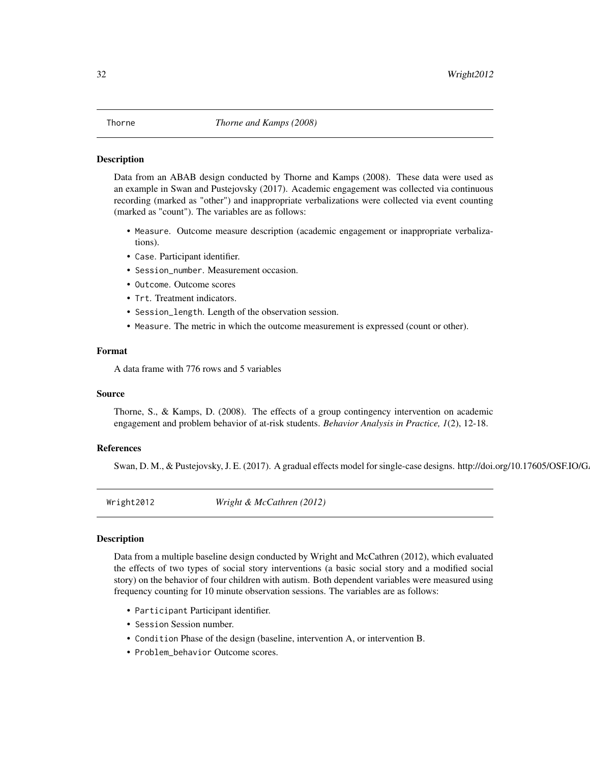## Thorne *Thorne and Kamps (2008)*

### Description

Data from an ABAB design conducted by Thorne and Kamps (2008). These data were used as an example in Swan and Pustejovsky (2017). Academic engagement was collected via continuous recording (marked as "other") and inappropriate verbalizations were collected via event counting (marked as "count"). The variables are as follows:

- `Measure`. Outcome measure description (academic engagement or inappropriate verbalizations).
- `Case`. Participant identifier.
- `Session_number`. Measurement occasion.
- `Outcome`. Outcome scores
- `Trt`. Treatment indicators.
- `Session_length`. Length of the observation session.
- `Measure`. The metric in which the outcome measurement is expressed (count or other).

### Format

A data frame with 776 rows and 5 variables

### Source

Thorne, S., & Kamps, D. (2008). The effects of a group contingency intervention on academic engagement and problem behavior of at-risk students. *Behavior Analysis in Practice, 1*(2), 12-18.

### References

Swan, D. M., & Pustejovsky, J. E. (2017). A gradual effects model for single-case designs. http://doi.org/10.17605/OSF.IO/G

## Wright2012 *Wright & McCathren (2012)*

### Description

Data from a multiple baseline design conducted by Wright and McCathren (2012), which evaluated the effects of two types of social story interventions (a basic social story and a modified social story) on the behavior of four children with autism. Both dependent variables were measured using frequency counting for 10 minute observation sessions. The variables are as follows:

- `Participant` Participant identifier.
- `Session` Session number.
- `Condition` Phase of the design (baseline, intervention A, or intervention B.
- `Problem_behavior` Outcome scores.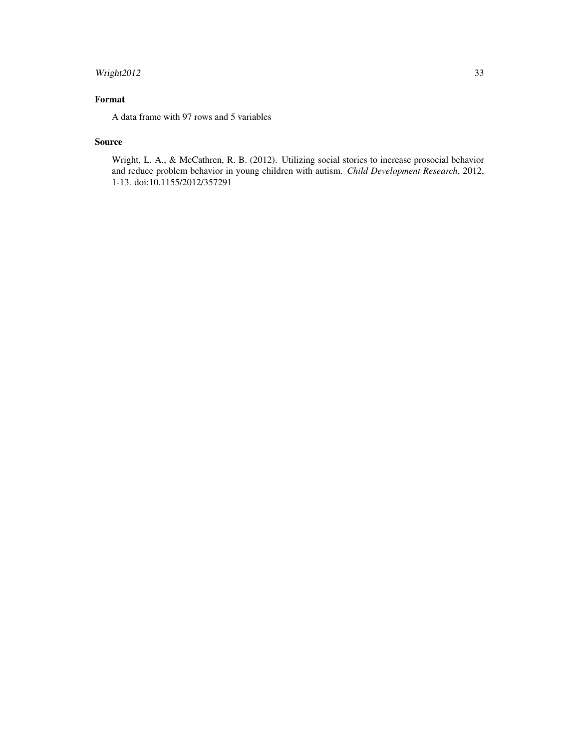## Format

A data frame with 97 rows and 5 variables

## Source

Wright, L. A., & McCathren, R. B. (2012). Utilizing social stories to increase prosocial behavior and reduce problem behavior in young children with autism. *Child Development Research*, 2012, 1-13. doi:10.1155/2012/357291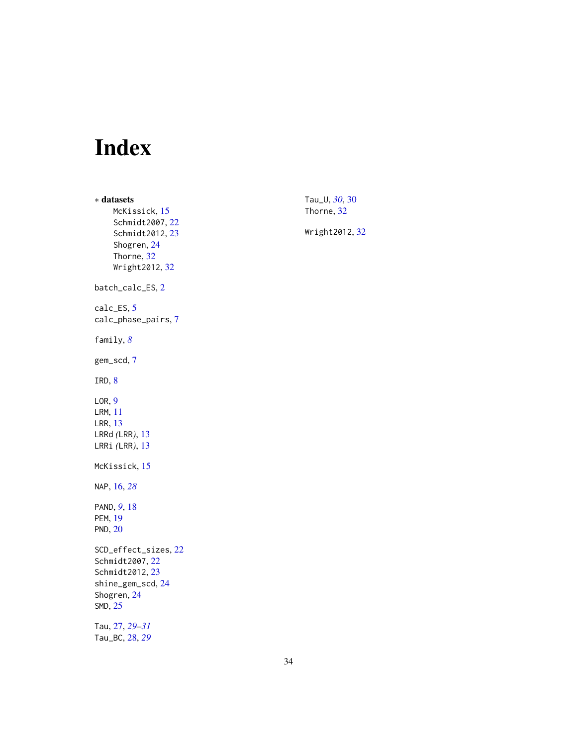# Index

∗ **datasets**

- McKissick, 15
- Schmidt2007, 22
- Schmidt2012, 23
- Shogren, 24
- Thorne, 32
- Wright2012, 32

batch_calc_ES, 2

calc_ES, 5
calc_phase_pairs, 7

family, *8*

gem_scd, 7

IRD, 8

LOR, 9
LRM, 11
LRR, 13
LRRd *(*LRR*)*, 13
LRRi *(*LRR*)*, 13

McKissick, 15

NAP, 16, *28*

PAND, *9*, 18
PEM, 19
PND, 20

SCD_effect_sizes, 22
Schmidt2007, 22
Schmidt2012, 23
shine_gem_scd, 24
Shogren, 24
SMD, 25

Tau, 27, *29–31*
Tau_BC, 28, *29*
Tau_U, *30*, 30
Thorne, 32

Wright2012, 32